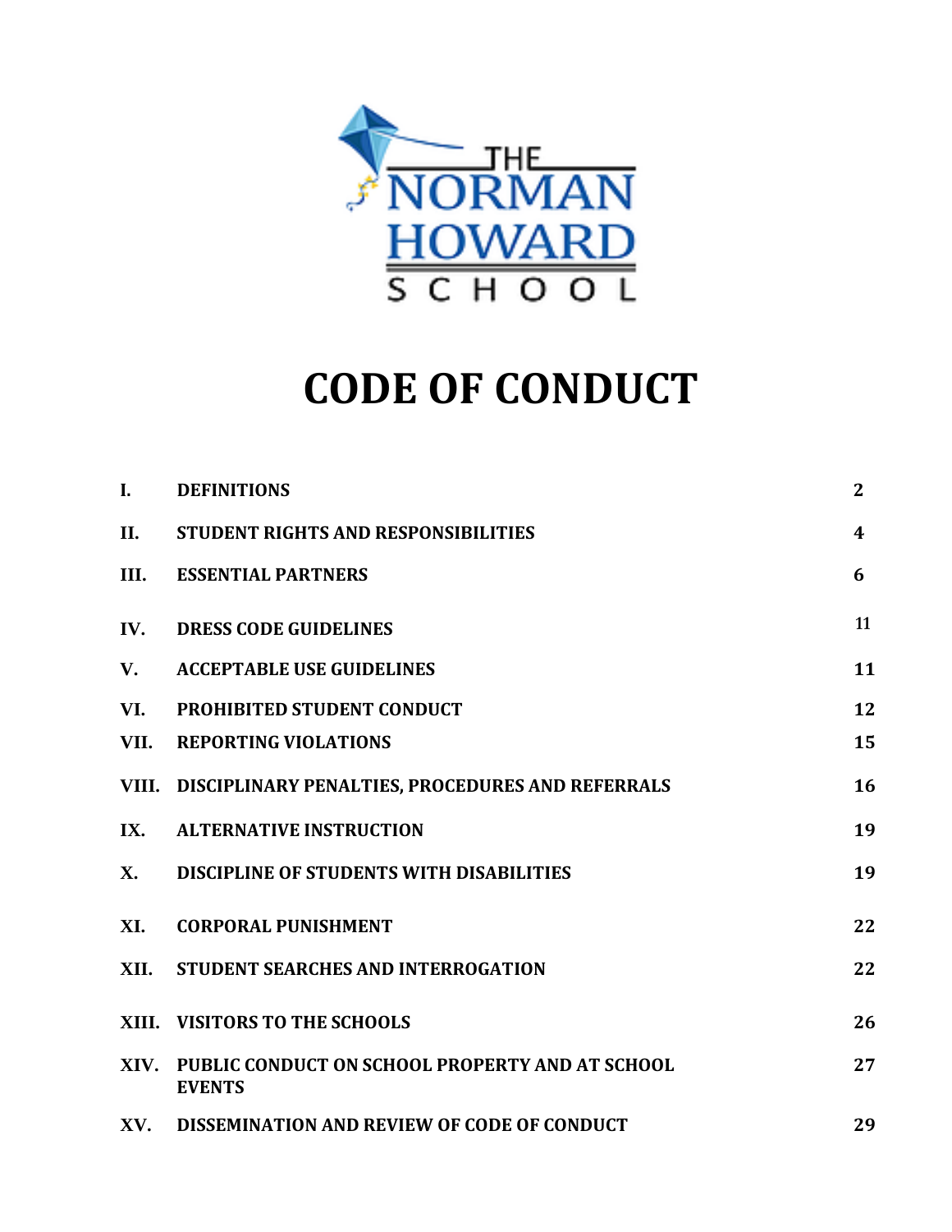THE NORMAN HOWARD SCHOOL

# CODE OF CONDUCT

| | | |
|---|---|---|
| **I.** | **DEFINITIONS** | **2** |
| **II.** | **STUDENT RIGHTS AND RESPONSIBILITIES** | **4** |
| **III.** | **ESSENTIAL PARTNERS** | **6** |
| **IV.** | **DRESS CODE GUIDELINES** | 11 |
| **V.** | **ACCEPTABLE USE GUIDELINES** | **11** |
| **VI.** | **PROHIBITED STUDENT CONDUCT** | **12** |
| **VII.** | **REPORTING VIOLATIONS** | **15** |
| **VIII.** | **DISCIPLINARY PENALTIES, PROCEDURES AND REFERRALS** | **16** |
| **IX.** | **ALTERNATIVE INSTRUCTION** | **19** |
| **X.** | **DISCIPLINE OF STUDENTS WITH DISABILITIES** | **19** |
| **XI.** | **CORPORAL PUNISHMENT** | **22** |
| **XII.** | **STUDENT SEARCHES AND INTERROGATION** | **22** |
| **XIII.** | **VISITORS TO THE SCHOOLS** | **26** |
| **XIV.** | **PUBLIC CONDUCT ON SCHOOL PROPERTY AND AT SCHOOL EVENTS** | **27** |
| **XV.** | **DISSEMINATION AND REVIEW OF CODE OF CONDUCT** | **29** |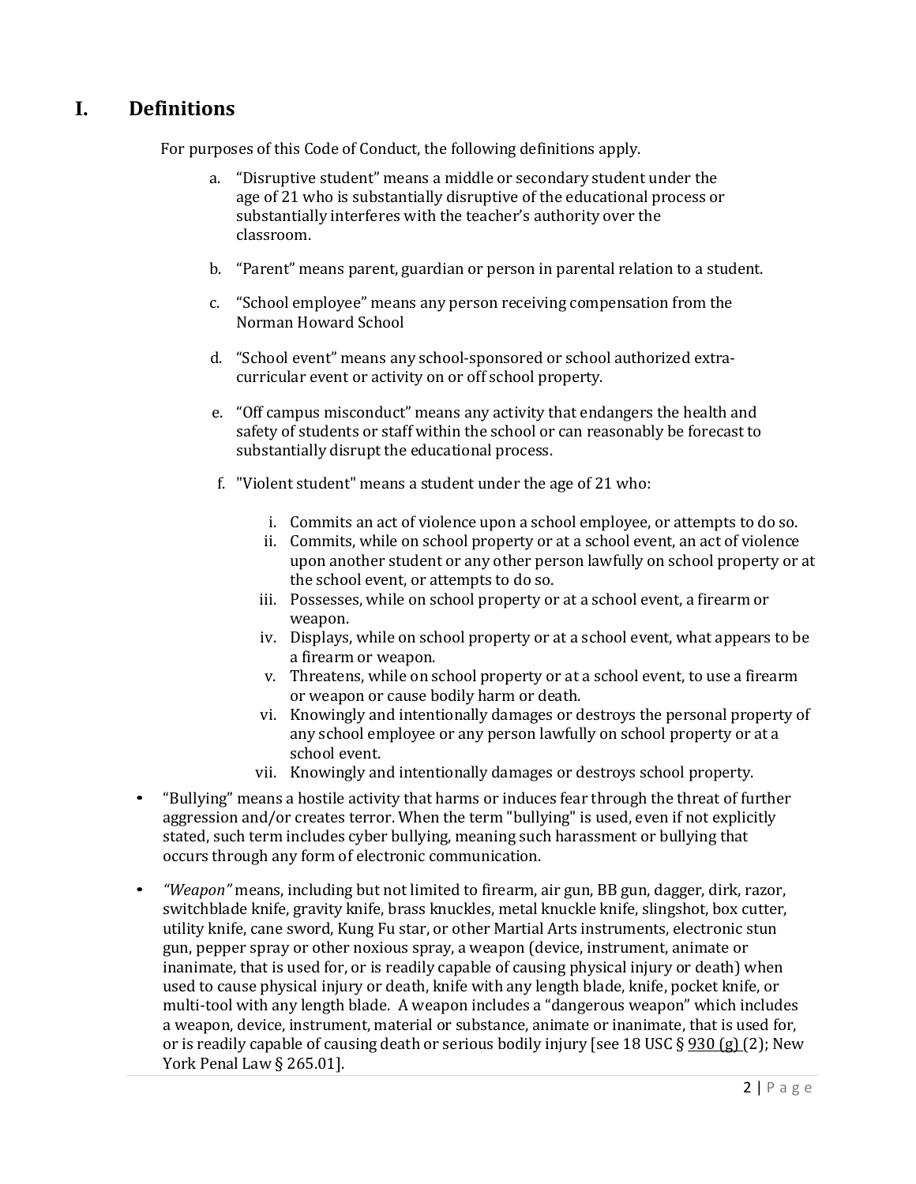# I. Definitions

For purposes of this Code of Conduct, the following definitions apply.

a. "Disruptive student" means a middle or secondary student under the age of 21 who is substantially disruptive of the educational process or substantially interferes with the teacher's authority over the classroom.

b. "Parent" means parent, guardian or person in parental relation to a student.

c. "School employee" means any person receiving compensation from the Norman Howard School

d. "School event" means any school-sponsored or school authorized extra-curricular event or activity on or off school property.

e. "Off campus misconduct" means any activity that endangers the health and safety of students or staff within the school or can reasonably be forecast to substantially disrupt the educational process.

f. "Violent student" means a student under the age of 21 who:

   i. Commits an act of violence upon a school employee, or attempts to do so.
   ii. Commits, while on school property or at a school event, an act of violence upon another student or any other person lawfully on school property or at the school event, or attempts to do so.
   iii. Possesses, while on school property or at a school event, a firearm or weapon.
   iv. Displays, while on school property or at a school event, what appears to be a firearm or weapon.
   v. Threatens, while on school property or at a school event, to use a firearm or weapon or cause bodily harm or death.
   vi. Knowingly and intentionally damages or destroys the personal property of any school employee or any person lawfully on school property or at a school event.
   vii. Knowingly and intentionally damages or destroys school property.

- "Bullying" means a hostile activity that harms or induces fear through the threat of further aggression and/or creates terror. When the term "bullying" is used, even if not explicitly stated, such term includes cyber bullying, meaning such harassment or bullying that occurs through any form of electronic communication.

- *"Weapon"* means, including but not limited to firearm, air gun, BB gun, dagger, dirk, razor, switchblade knife, gravity knife, brass knuckles, metal knuckle knife, slingshot, box cutter, utility knife, cane sword, Kung Fu star, or other Martial Arts instruments, electronic stun gun, pepper spray or other noxious spray, a weapon (device, instrument, animate or inanimate, that is used for, or is readily capable of causing physical injury or death) when used to cause physical injury or death, knife with any length blade, knife, pocket knife, or multi-tool with any length blade. A weapon includes a "dangerous weapon" which includes a weapon, device, instrument, material or substance, animate or inanimate, that is used for, or is readily capable of causing death or serious bodily injury [see 18 USC § 930 (g) (2); New York Penal Law § 265.01].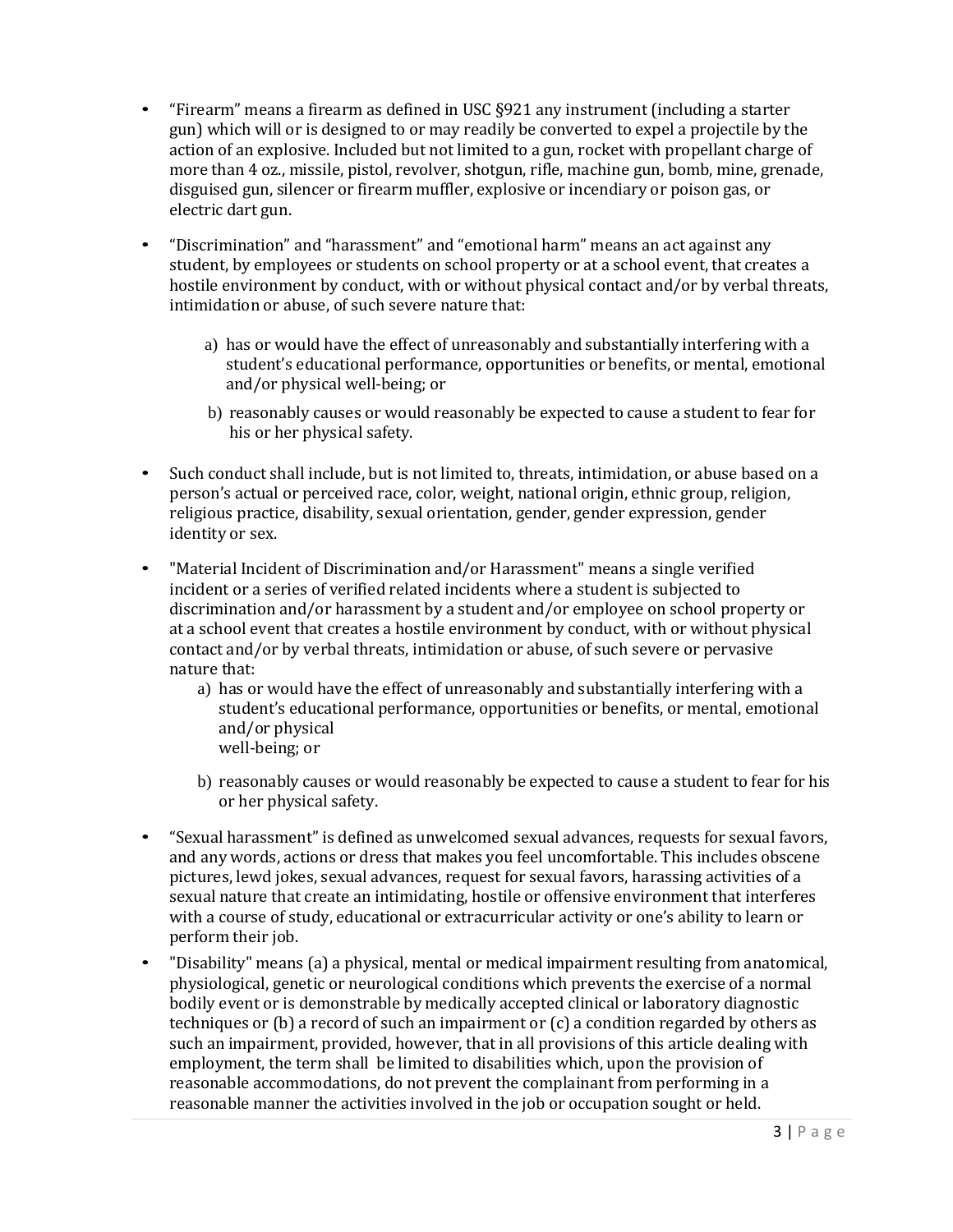- "Firearm" means a firearm as defined in USC §921 any instrument (including a starter gun) which will or is designed to or may readily be converted to expel a projectile by the action of an explosive. Included but not limited to a gun, rocket with propellant charge of more than 4 oz., missile, pistol, revolver, shotgun, rifle, machine gun, bomb, mine, grenade, disguised gun, silencer or firearm muffler, explosive or incendiary or poison gas, or electric dart gun.

- "Discrimination" and "harassment" and "emotional harm" means an act against any student, by employees or students on school property or at a school event, that creates a hostile environment by conduct, with or without physical contact and/or by verbal threats, intimidation or abuse, of such severe nature that:

    a) has or would have the effect of unreasonably and substantially interfering with a student's educational performance, opportunities or benefits, or mental, emotional and/or physical well-being; or

    b) reasonably causes or would reasonably be expected to cause a student to fear for his or her physical safety.

- Such conduct shall include, but is not limited to, threats, intimidation, or abuse based on a person's actual or perceived race, color, weight, national origin, ethnic group, religion, religious practice, disability, sexual orientation, gender, gender expression, gender identity or sex.

- "Material Incident of Discrimination and/or Harassment" means a single verified incident or a series of verified related incidents where a student is subjected to discrimination and/or harassment by a student and/or employee on school property or at a school event that creates a hostile environment by conduct, with or without physical contact and/or by verbal threats, intimidation or abuse, of such severe or pervasive nature that:
    a) has or would have the effect of unreasonably and substantially interfering with a student's educational performance, opportunities or benefits, or mental, emotional and/or physical well-being; or

    b) reasonably causes or would reasonably be expected to cause a student to fear for his or her physical safety.

- "Sexual harassment" is defined as unwelcomed sexual advances, requests for sexual favors, and any words, actions or dress that makes you feel uncomfortable. This includes obscene pictures, lewd jokes, sexual advances, request for sexual favors, harassing activities of a sexual nature that create an intimidating, hostile or offensive environment that interferes with a course of study, educational or extracurricular activity or one's ability to learn or perform their job.

- "Disability" means (a) a physical, mental or medical impairment resulting from anatomical, physiological, genetic or neurological conditions which prevents the exercise of a normal bodily event or is demonstrable by medically accepted clinical or laboratory diagnostic techniques or (b) a record of such an impairment or (c) a condition regarded by others as such an impairment, provided, however, that in all provisions of this article dealing with employment, the term shall be limited to disabilities which, upon the provision of reasonable accommodations, do not prevent the complainant from performing in a reasonable manner the activities involved in the job or occupation sought or held.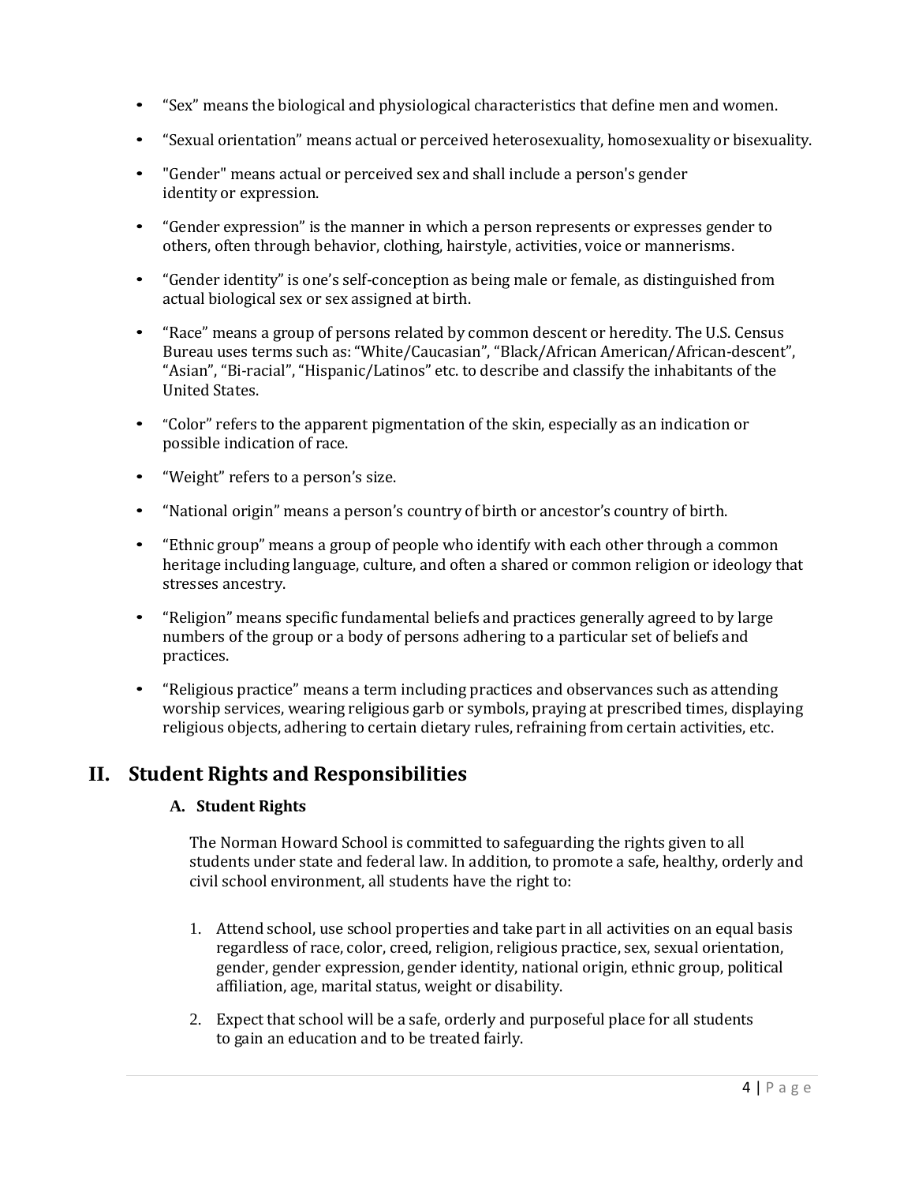- "Sex" means the biological and physiological characteristics that define men and women.
- "Sexual orientation" means actual or perceived heterosexuality, homosexuality or bisexuality.
- "Gender" means actual or perceived sex and shall include a person's gender identity or expression.
- "Gender expression" is the manner in which a person represents or expresses gender to others, often through behavior, clothing, hairstyle, activities, voice or mannerisms.
- "Gender identity" is one's self-conception as being male or female, as distinguished from actual biological sex or sex assigned at birth.
- "Race" means a group of persons related by common descent or heredity. The U.S. Census Bureau uses terms such as: "White/Caucasian", "Black/African American/African-descent", "Asian", "Bi-racial", "Hispanic/Latinos" etc. to describe and classify the inhabitants of the United States.
- "Color" refers to the apparent pigmentation of the skin, especially as an indication or possible indication of race.
- "Weight" refers to a person's size.
- "National origin" means a person's country of birth or ancestor's country of birth.
- "Ethnic group" means a group of people who identify with each other through a common heritage including language, culture, and often a shared or common religion or ideology that stresses ancestry.
- "Religion" means specific fundamental beliefs and practices generally agreed to by large numbers of the group or a body of persons adhering to a particular set of beliefs and practices.
- "Religious practice" means a term including practices and observances such as attending worship services, wearing religious garb or symbols, praying at prescribed times, displaying religious objects, adhering to certain dietary rules, refraining from certain activities, etc.

## II. Student Rights and Responsibilities

### A. Student Rights

The Norman Howard School is committed to safeguarding the rights given to all students under state and federal law. In addition, to promote a safe, healthy, orderly and civil school environment, all students have the right to:

1. Attend school, use school properties and take part in all activities on an equal basis regardless of race, color, creed, religion, religious practice, sex, sexual orientation, gender, gender expression, gender identity, national origin, ethnic group, political affiliation, age, marital status, weight or disability.
2. Expect that school will be a safe, orderly and purposeful place for all students to gain an education and to be treated fairly.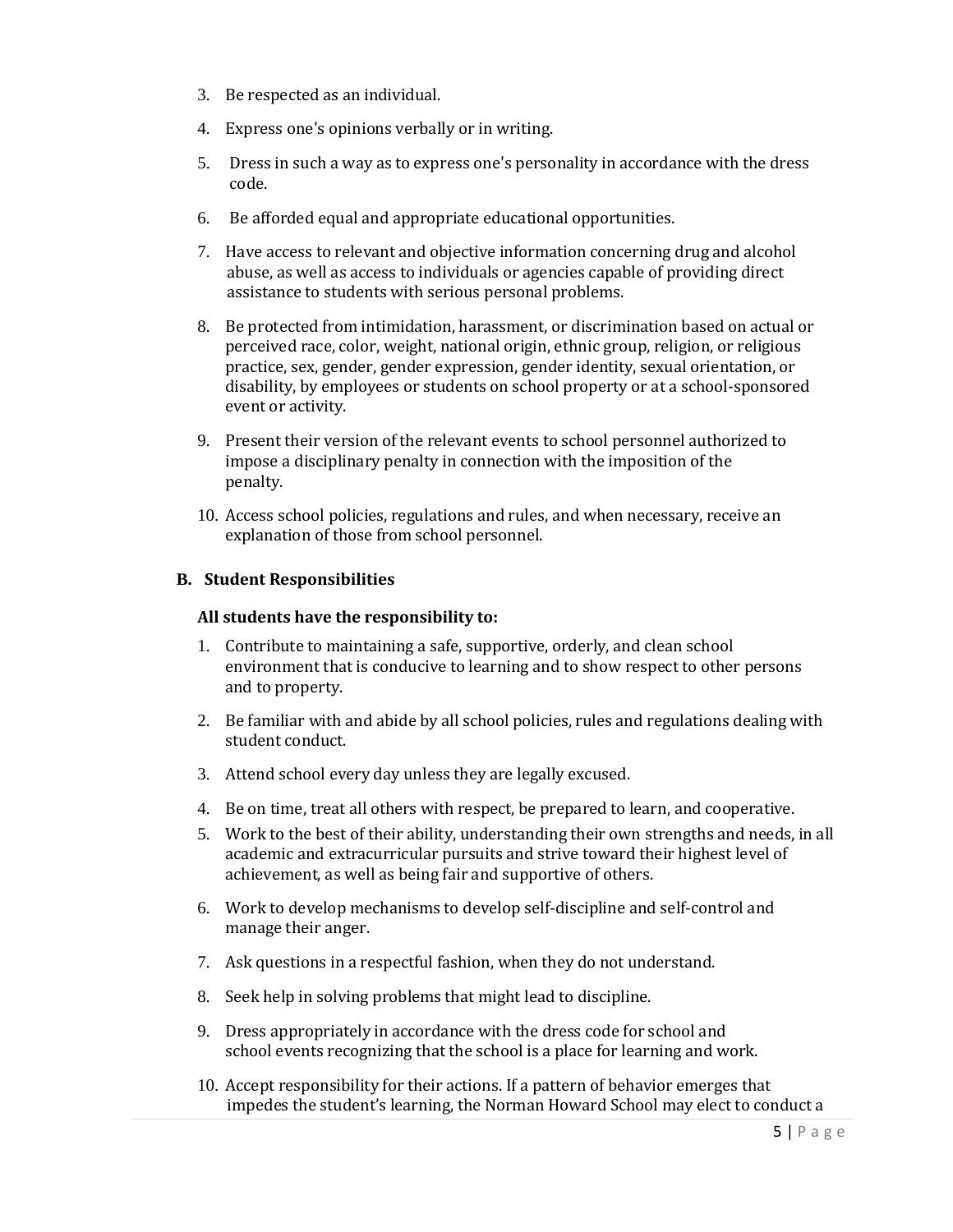3. Be respected as an individual.
4. Express one's opinions verbally or in writing.
5. Dress in such a way as to express one's personality in accordance with the dress code.
6. Be afforded equal and appropriate educational opportunities.
7. Have access to relevant and objective information concerning drug and alcohol abuse, as well as access to individuals or agencies capable of providing direct assistance to students with serious personal problems.
8. Be protected from intimidation, harassment, or discrimination based on actual or perceived race, color, weight, national origin, ethnic group, religion, or religious practice, sex, gender, gender expression, gender identity, sexual orientation, or disability, by employees or students on school property or at a school-sponsored event or activity.
9. Present their version of the relevant events to school personnel authorized to impose a disciplinary penalty in connection with the imposition of the penalty.
10. Access school policies, regulations and rules, and when necessary, receive an explanation of those from school personnel.

### B. Student Responsibilities

**All students have the responsibility to:**

1. Contribute to maintaining a safe, supportive, orderly, and clean school environment that is conducive to learning and to show respect to other persons and to property.
2. Be familiar with and abide by all school policies, rules and regulations dealing with student conduct.
3. Attend school every day unless they are legally excused.
4. Be on time, treat all others with respect, be prepared to learn, and cooperative.
5. Work to the best of their ability, understanding their own strengths and needs, in all academic and extracurricular pursuits and strive toward their highest level of achievement, as well as being fair and supportive of others.
6. Work to develop mechanisms to develop self-discipline and self-control and manage their anger.
7. Ask questions in a respectful fashion, when they do not understand.
8. Seek help in solving problems that might lead to discipline.
9. Dress appropriately in accordance with the dress code for school and school events recognizing that the school is a place for learning and work.
10. Accept responsibility for their actions. If a pattern of behavior emerges that impedes the student's learning, the Norman Howard School may elect to conduct a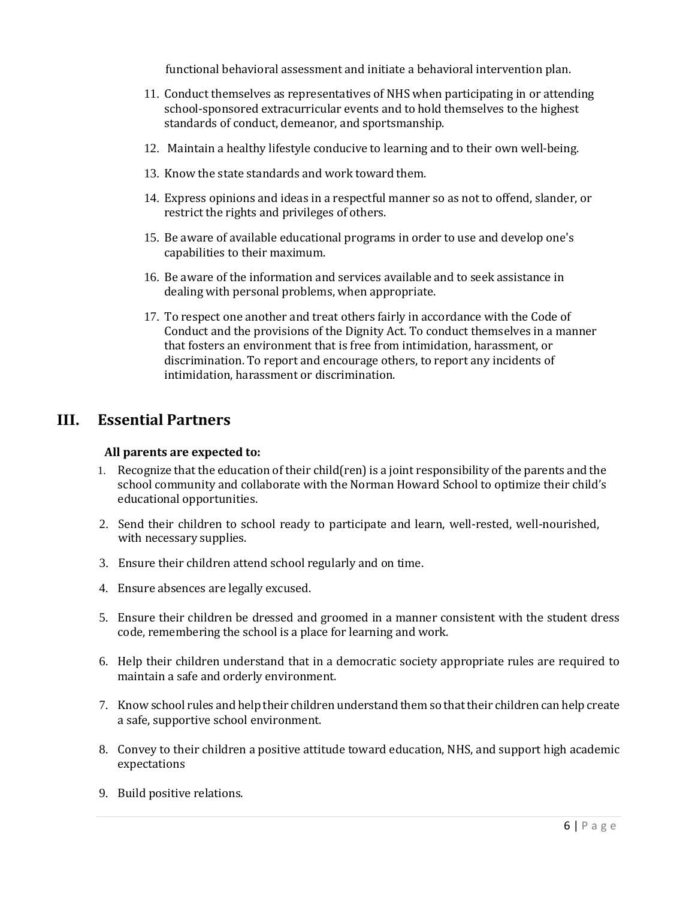functional behavioral assessment and initiate a behavioral intervention plan.

11. Conduct themselves as representatives of NHS when participating in or attending school-sponsored extracurricular events and to hold themselves to the highest standards of conduct, demeanor, and sportsmanship.
12. Maintain a healthy lifestyle conducive to learning and to their own well-being.
13. Know the state standards and work toward them.
14. Express opinions and ideas in a respectful manner so as not to offend, slander, or restrict the rights and privileges of others.
15. Be aware of available educational programs in order to use and develop one's capabilities to their maximum.
16. Be aware of the information and services available and to seek assistance in dealing with personal problems, when appropriate.
17. To respect one another and treat others fairly in accordance with the Code of Conduct and the provisions of the Dignity Act. To conduct themselves in a manner that fosters an environment that is free from intimidation, harassment, or discrimination. To report and encourage others, to report any incidents of intimidation, harassment or discrimination.

## III. Essential Partners

**All parents are expected to:**

1. Recognize that the education of their child(ren) is a joint responsibility of the parents and the school community and collaborate with the Norman Howard School to optimize their child's educational opportunities.
2. Send their children to school ready to participate and learn, well-rested, well-nourished, with necessary supplies.
3. Ensure their children attend school regularly and on time.
4. Ensure absences are legally excused.
5. Ensure their children be dressed and groomed in a manner consistent with the student dress code, remembering the school is a place for learning and work.
6. Help their children understand that in a democratic society appropriate rules are required to maintain a safe and orderly environment.
7. Know school rules and help their children understand them so that their children can help create a safe, supportive school environment.
8. Convey to their children a positive attitude toward education, NHS, and support high academic expectations
9. Build positive relations.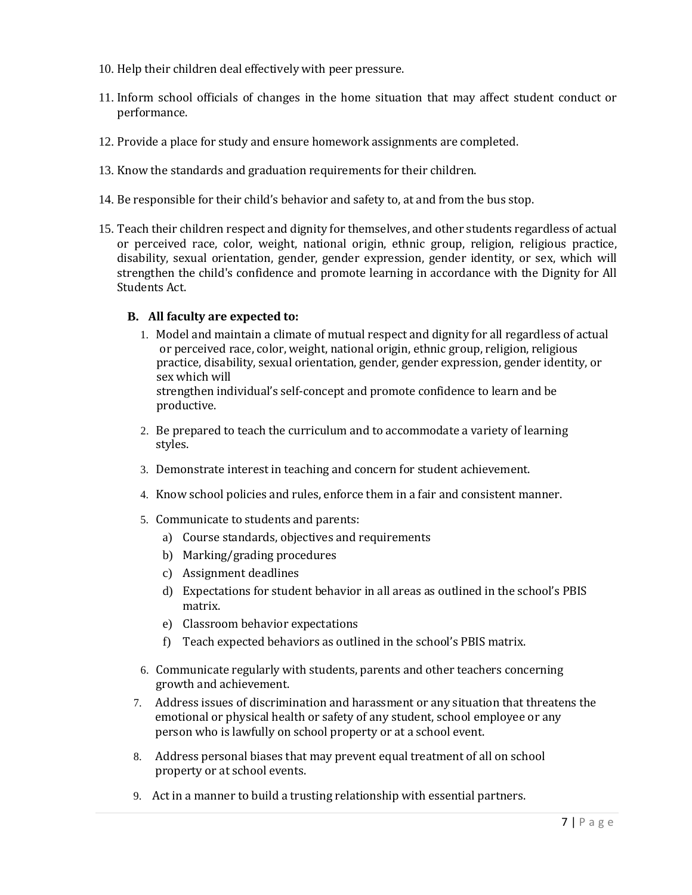10. Help their children deal effectively with peer pressure.

11. Inform school officials of changes in the home situation that may affect student conduct or performance.

12. Provide a place for study and ensure homework assignments are completed.

13. Know the standards and graduation requirements for their children.

14. Be responsible for their child's behavior and safety to, at and from the bus stop.

15. Teach their children respect and dignity for themselves, and other students regardless of actual or perceived race, color, weight, national origin, ethnic group, religion, religious practice, disability, sexual orientation, gender, gender expression, gender identity, or sex, which will strengthen the child's confidence and promote learning in accordance with the Dignity for All Students Act.

### B. All faculty are expected to:

1. Model and maintain a climate of mutual respect and dignity for all regardless of actual or perceived race, color, weight, national origin, ethnic group, religion, religious practice, disability, sexual orientation, gender, gender expression, gender identity, or sex which will strengthen individual's self-concept and promote confidence to learn and be productive.

2. Be prepared to teach the curriculum and to accommodate a variety of learning styles.

3. Demonstrate interest in teaching and concern for student achievement.

4. Know school policies and rules, enforce them in a fair and consistent manner.

5. Communicate to students and parents:
   a) Course standards, objectives and requirements
   b) Marking/grading procedures
   c) Assignment deadlines
   d) Expectations for student behavior in all areas as outlined in the school's PBIS matrix.
   e) Classroom behavior expectations
   f) Teach expected behaviors as outlined in the school's PBIS matrix.

6. Communicate regularly with students, parents and other teachers concerning growth and achievement.

7. Address issues of discrimination and harassment or any situation that threatens the emotional or physical health or safety of any student, school employee or any person who is lawfully on school property or at a school event.

8. Address personal biases that may prevent equal treatment of all on school property or at school events.

9. Act in a manner to build a trusting relationship with essential partners.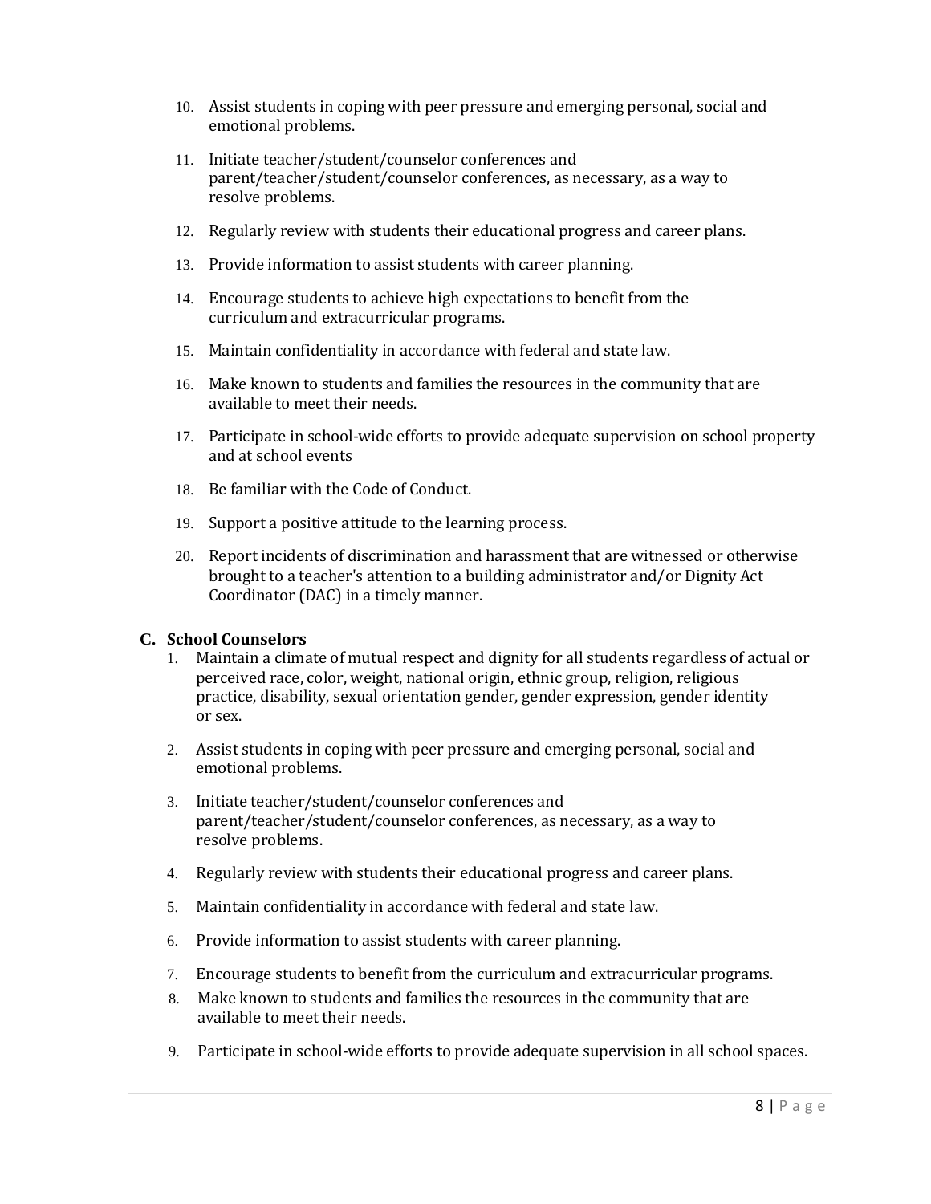10. Assist students in coping with peer pressure and emerging personal, social and emotional problems.

11. Initiate teacher/student/counselor conferences and parent/teacher/student/counselor conferences, as necessary, as a way to resolve problems.

12. Regularly review with students their educational progress and career plans.

13. Provide information to assist students with career planning.

14. Encourage students to achieve high expectations to benefit from the curriculum and extracurricular programs.

15. Maintain confidentiality in accordance with federal and state law.

16. Make known to students and families the resources in the community that are available to meet their needs.

17. Participate in school-wide efforts to provide adequate supervision on school property and at school events

18. Be familiar with the Code of Conduct.

19. Support a positive attitude to the learning process.

20. Report incidents of discrimination and harassment that are witnessed or otherwise brought to a teacher's attention to a building administrator and/or Dignity Act Coordinator (DAC) in a timely manner.

**C. School Counselors**

1. Maintain a climate of mutual respect and dignity for all students regardless of actual or perceived race, color, weight, national origin, ethnic group, religion, religious practice, disability, sexual orientation gender, gender expression, gender identity or sex.

2. Assist students in coping with peer pressure and emerging personal, social and emotional problems.

3. Initiate teacher/student/counselor conferences and parent/teacher/student/counselor conferences, as necessary, as a way to resolve problems.

4. Regularly review with students their educational progress and career plans.

5. Maintain confidentiality in accordance with federal and state law.

6. Provide information to assist students with career planning.

7. Encourage students to benefit from the curriculum and extracurricular programs.

8. Make known to students and families the resources in the community that are available to meet their needs.

9. Participate in school-wide efforts to provide adequate supervision in all school spaces.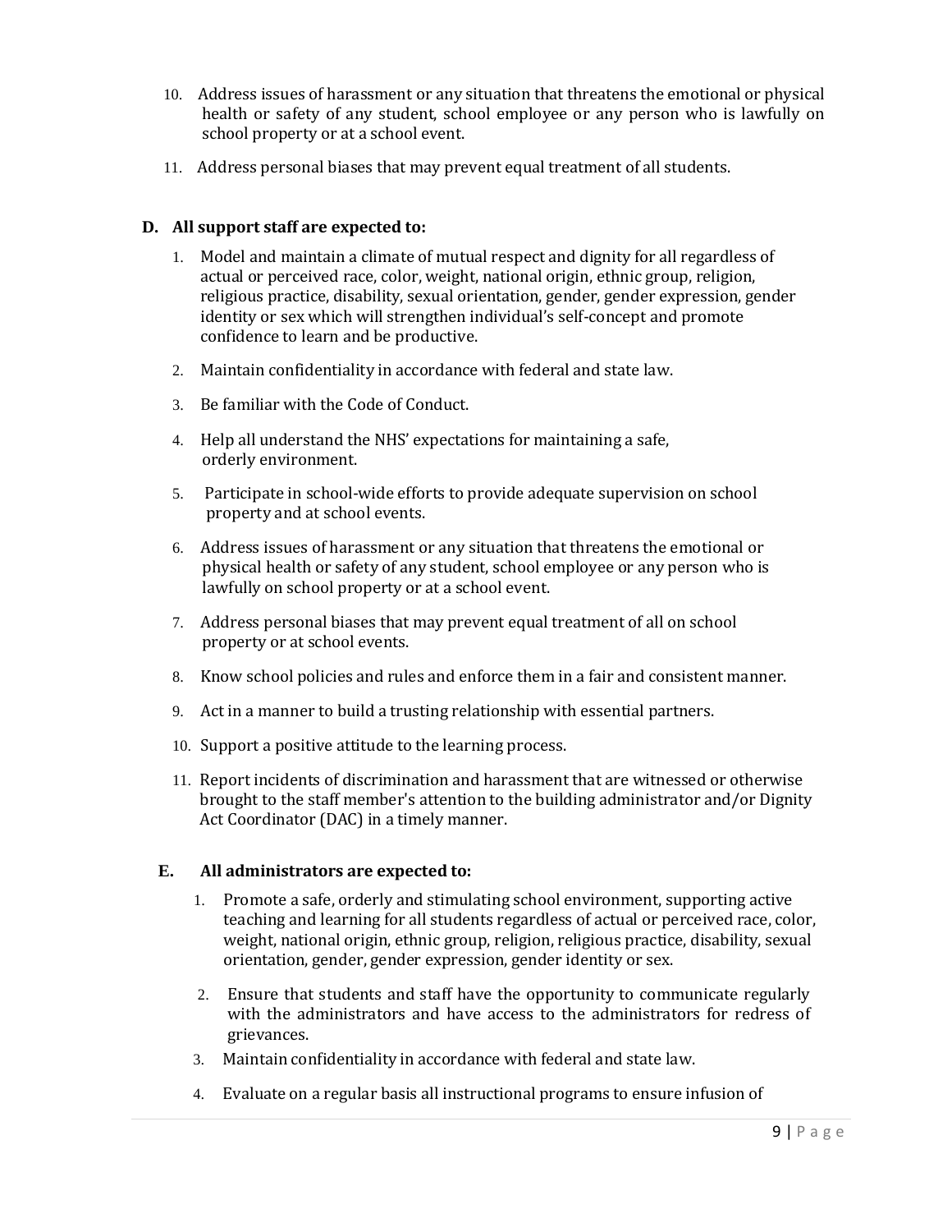10. Address issues of harassment or any situation that threatens the emotional or physical health or safety of any student, school employee or any person who is lawfully on school property or at a school event.

11. Address personal biases that may prevent equal treatment of all students.

**D. All support staff are expected to:**

1. Model and maintain a climate of mutual respect and dignity for all regardless of actual or perceived race, color, weight, national origin, ethnic group, religion, religious practice, disability, sexual orientation, gender, gender expression, gender identity or sex which will strengthen individual's self-concept and promote confidence to learn and be productive.

2. Maintain confidentiality in accordance with federal and state law.

3. Be familiar with the Code of Conduct.

4. Help all understand the NHS' expectations for maintaining a safe, orderly environment.

5. Participate in school-wide efforts to provide adequate supervision on school property and at school events.

6. Address issues of harassment or any situation that threatens the emotional or physical health or safety of any student, school employee or any person who is lawfully on school property or at a school event.

7. Address personal biases that may prevent equal treatment of all on school property or at school events.

8. Know school policies and rules and enforce them in a fair and consistent manner.

9. Act in a manner to build a trusting relationship with essential partners.

10. Support a positive attitude to the learning process.

11. Report incidents of discrimination and harassment that are witnessed or otherwise brought to the staff member's attention to the building administrator and/or Dignity Act Coordinator (DAC) in a timely manner.

**E. All administrators are expected to:**

1. Promote a safe, orderly and stimulating school environment, supporting active teaching and learning for all students regardless of actual or perceived race, color, weight, national origin, ethnic group, religion, religious practice, disability, sexual orientation, gender, gender expression, gender identity or sex.

2. Ensure that students and staff have the opportunity to communicate regularly with the administrators and have access to the administrators for redress of grievances.

3. Maintain confidentiality in accordance with federal and state law.

4. Evaluate on a regular basis all instructional programs to ensure infusion of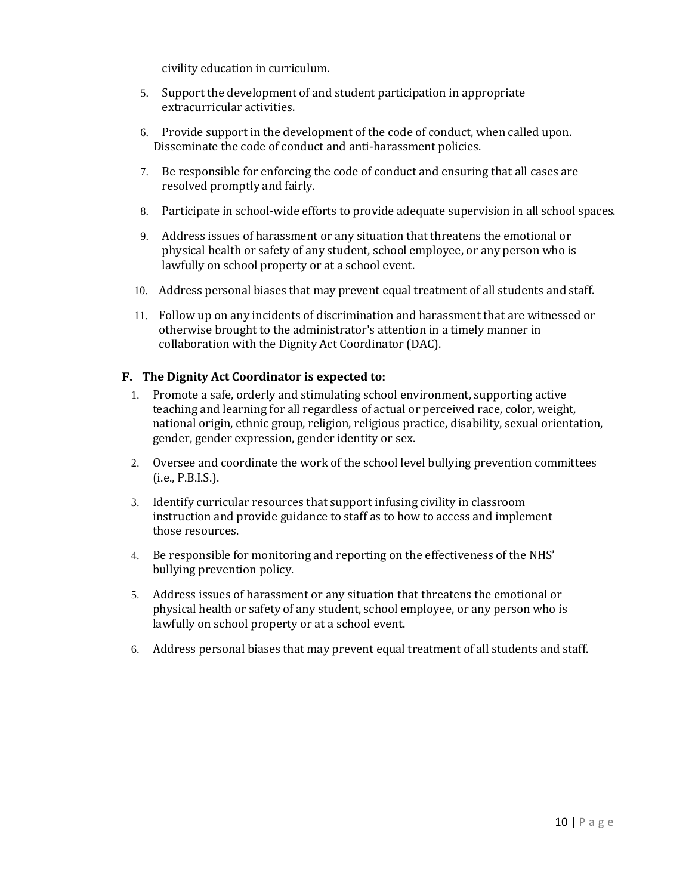civility education in curriculum.

5. Support the development of and student participation in appropriate extracurricular activities.
6. Provide support in the development of the code of conduct, when called upon. Disseminate the code of conduct and anti-harassment policies.
7. Be responsible for enforcing the code of conduct and ensuring that all cases are resolved promptly and fairly.
8. Participate in school-wide efforts to provide adequate supervision in all school spaces.
9. Address issues of harassment or any situation that threatens the emotional or physical health or safety of any student, school employee, or any person who is lawfully on school property or at a school event.
10. Address personal biases that may prevent equal treatment of all students and staff.
11. Follow up on any incidents of discrimination and harassment that are witnessed or otherwise brought to the administrator's attention in a timely manner in collaboration with the Dignity Act Coordinator (DAC).

**F. The Dignity Act Coordinator is expected to:**

1. Promote a safe, orderly and stimulating school environment, supporting active teaching and learning for all regardless of actual or perceived race, color, weight, national origin, ethnic group, religion, religious practice, disability, sexual orientation, gender, gender expression, gender identity or sex.
2. Oversee and coordinate the work of the school level bullying prevention committees (i.e., P.B.I.S.).
3. Identify curricular resources that support infusing civility in classroom instruction and provide guidance to staff as to how to access and implement those resources.
4. Be responsible for monitoring and reporting on the effectiveness of the NHS' bullying prevention policy.
5. Address issues of harassment or any situation that threatens the emotional or physical health or safety of any student, school employee, or any person who is lawfully on school property or at a school event.
6. Address personal biases that may prevent equal treatment of all students and staff.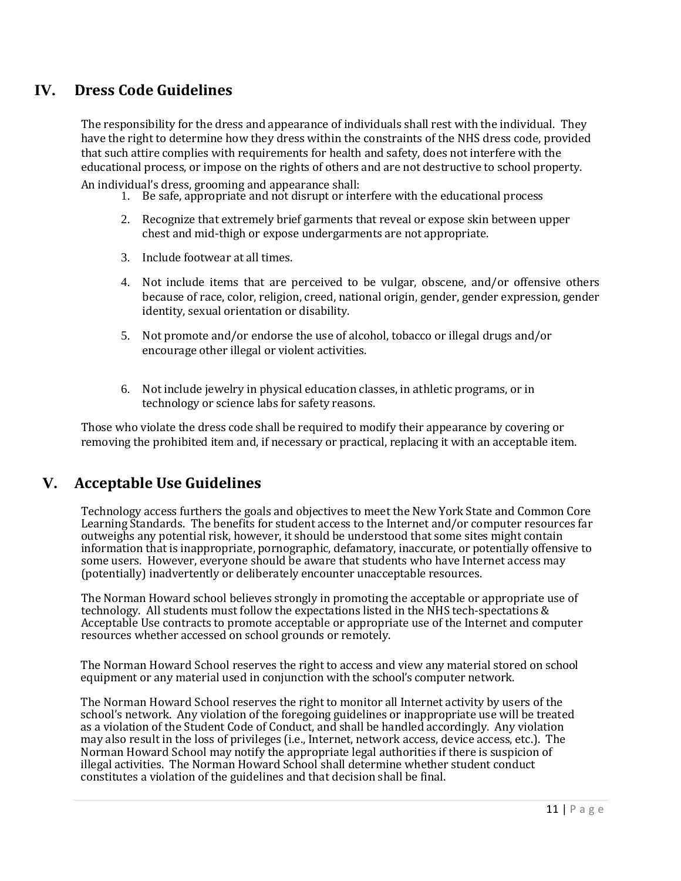## IV. Dress Code Guidelines

The responsibility for the dress and appearance of individuals shall rest with the individual. They have the right to determine how they dress within the constraints of the NHS dress code, provided that such attire complies with requirements for health and safety, does not interfere with the educational process, or impose on the rights of others and are not destructive to school property.

An individual's dress, grooming and appearance shall:

1. Be safe, appropriate and not disrupt or interfere with the educational process
2. Recognize that extremely brief garments that reveal or expose skin between upper chest and mid-thigh or expose undergarments are not appropriate.
3. Include footwear at all times.
4. Not include items that are perceived to be vulgar, obscene, and/or offensive others because of race, color, religion, creed, national origin, gender, gender expression, gender identity, sexual orientation or disability.
5. Not promote and/or endorse the use of alcohol, tobacco or illegal drugs and/or encourage other illegal or violent activities.
6. Not include jewelry in physical education classes, in athletic programs, or in technology or science labs for safety reasons.

Those who violate the dress code shall be required to modify their appearance by covering or removing the prohibited item and, if necessary or practical, replacing it with an acceptable item.

## V. Acceptable Use Guidelines

Technology access furthers the goals and objectives to meet the New York State and Common Core Learning Standards. The benefits for student access to the Internet and/or computer resources far outweighs any potential risk, however, it should be understood that some sites might contain information that is inappropriate, pornographic, defamatory, inaccurate, or potentially offensive to some users. However, everyone should be aware that students who have Internet access may (potentially) inadvertently or deliberately encounter unacceptable resources.

The Norman Howard school believes strongly in promoting the acceptable or appropriate use of technology. All students must follow the expectations listed in the NHS tech-spectations & Acceptable Use contracts to promote acceptable or appropriate use of the Internet and computer resources whether accessed on school grounds or remotely.

The Norman Howard School reserves the right to access and view any material stored on school equipment or any material used in conjunction with the school's computer network.

The Norman Howard School reserves the right to monitor all Internet activity by users of the school's network. Any violation of the foregoing guidelines or inappropriate use will be treated as a violation of the Student Code of Conduct, and shall be handled accordingly. Any violation may also result in the loss of privileges (i.e., Internet, network access, device access, etc.). The Norman Howard School may notify the appropriate legal authorities if there is suspicion of illegal activities. The Norman Howard School shall determine whether student conduct constitutes a violation of the guidelines and that decision shall be final.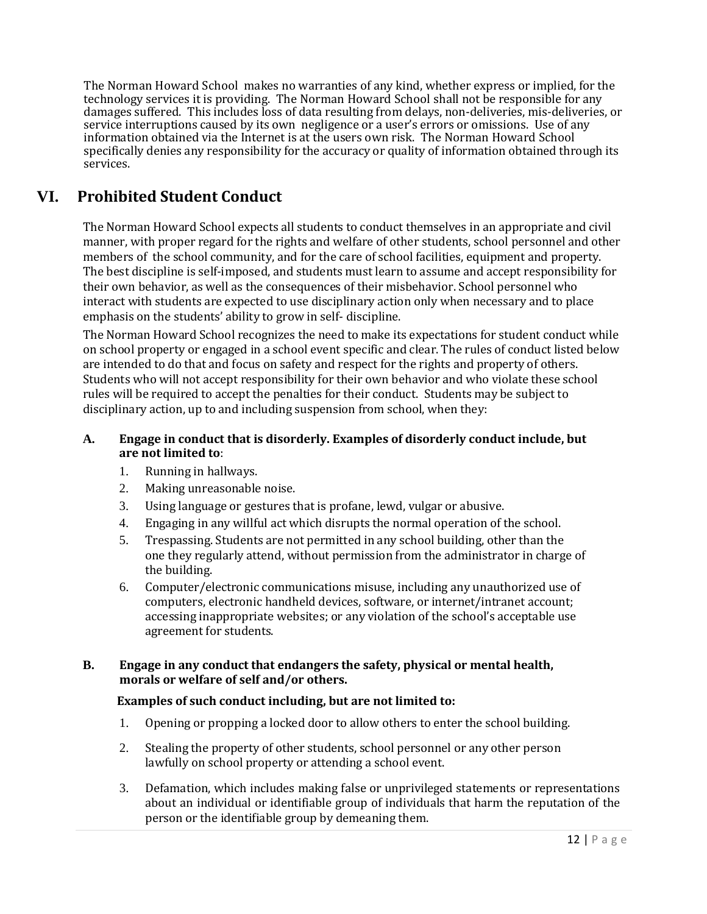The Norman Howard School makes no warranties of any kind, whether express or implied, for the technology services it is providing. The Norman Howard School shall not be responsible for any damages suffered. This includes loss of data resulting from delays, non-deliveries, mis-deliveries, or service interruptions caused by its own negligence or a user's errors or omissions. Use of any information obtained via the Internet is at the users own risk. The Norman Howard School specifically denies any responsibility for the accuracy or quality of information obtained through its services.

## VI. Prohibited Student Conduct

The Norman Howard School expects all students to conduct themselves in an appropriate and civil manner, with proper regard for the rights and welfare of other students, school personnel and other members of the school community, and for the care of school facilities, equipment and property. The best discipline is self-imposed, and students must learn to assume and accept responsibility for their own behavior, as well as the consequences of their misbehavior. School personnel who interact with students are expected to use disciplinary action only when necessary and to place emphasis on the students' ability to grow in self- discipline.

The Norman Howard School recognizes the need to make its expectations for student conduct while on school property or engaged in a school event specific and clear. The rules of conduct listed below are intended to do that and focus on safety and respect for the rights and property of others. Students who will not accept responsibility for their own behavior and who violate these school rules will be required to accept the penalties for their conduct. Students may be subject to disciplinary action, up to and including suspension from school, when they:

**A. Engage in conduct that is disorderly. Examples of disorderly conduct include, but are not limited to**:

1. Running in hallways.
2. Making unreasonable noise.
3. Using language or gestures that is profane, lewd, vulgar or abusive.
4. Engaging in any willful act which disrupts the normal operation of the school.
5. Trespassing. Students are not permitted in any school building, other than the one they regularly attend, without permission from the administrator in charge of the building.
6. Computer/electronic communications misuse, including any unauthorized use of computers, electronic handheld devices, software, or internet/intranet account; accessing inappropriate websites; or any violation of the school's acceptable use agreement for students.

**B. Engage in any conduct that endangers the safety, physical or mental health, morals or welfare of self and/or others.**

**Examples of such conduct including, but are not limited to:**

1. Opening or propping a locked door to allow others to enter the school building.
2. Stealing the property of other students, school personnel or any other person lawfully on school property or attending a school event.
3. Defamation, which includes making false or unprivileged statements or representations about an individual or identifiable group of individuals that harm the reputation of the person or the identifiable group by demeaning them.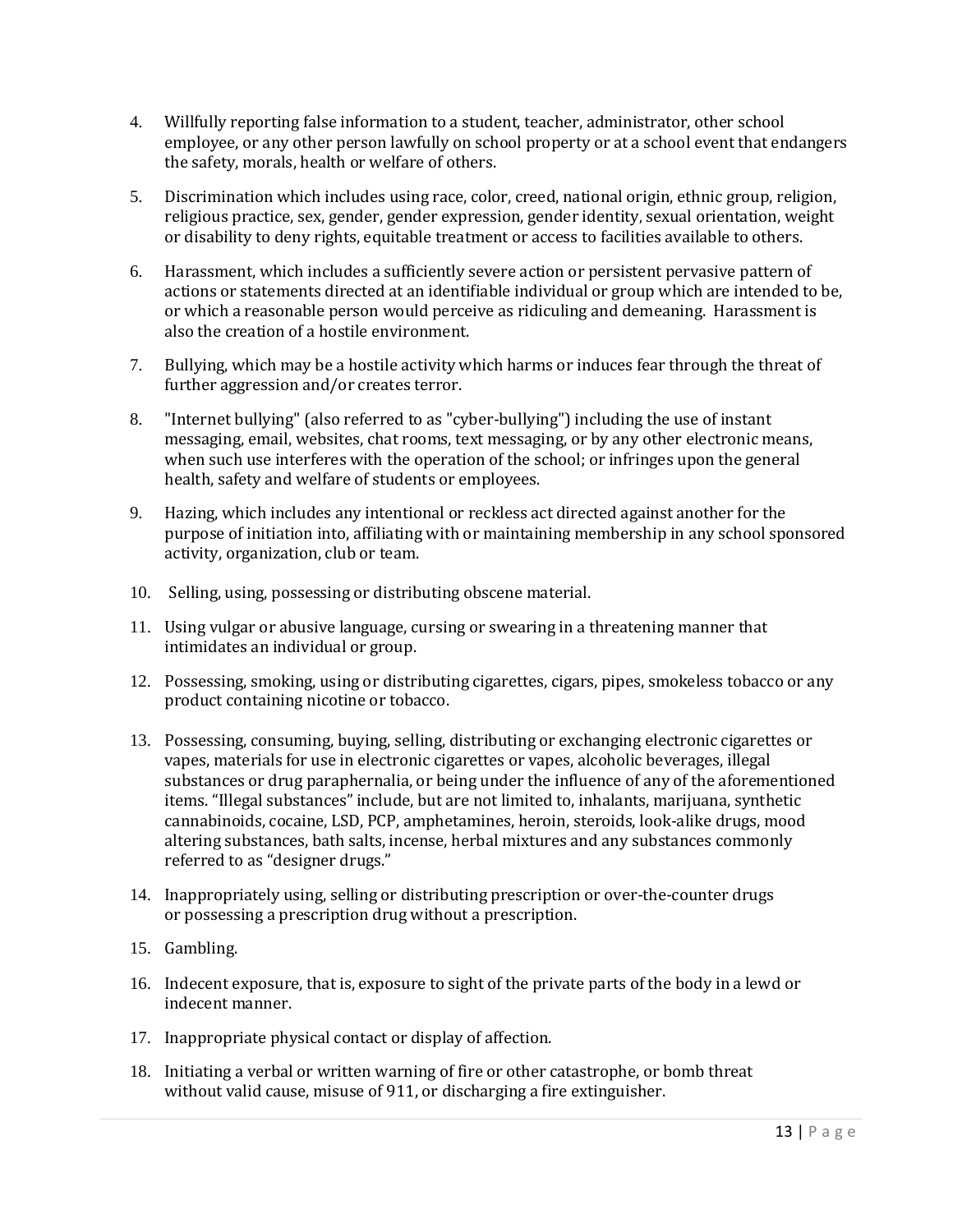4. Willfully reporting false information to a student, teacher, administrator, other school employee, or any other person lawfully on school property or at a school event that endangers the safety, morals, health or welfare of others.

5. Discrimination which includes using race, color, creed, national origin, ethnic group, religion, religious practice, sex, gender, gender expression, gender identity, sexual orientation, weight or disability to deny rights, equitable treatment or access to facilities available to others.

6. Harassment, which includes a sufficiently severe action or persistent pervasive pattern of actions or statements directed at an identifiable individual or group which are intended to be, or which a reasonable person would perceive as ridiculing and demeaning. Harassment is also the creation of a hostile environment.

7. Bullying, which may be a hostile activity which harms or induces fear through the threat of further aggression and/or creates terror.

8. "Internet bullying" (also referred to as "cyber-bullying") including the use of instant messaging, email, websites, chat rooms, text messaging, or by any other electronic means, when such use interferes with the operation of the school; or infringes upon the general health, safety and welfare of students or employees.

9. Hazing, which includes any intentional or reckless act directed against another for the purpose of initiation into, affiliating with or maintaining membership in any school sponsored activity, organization, club or team.

10. Selling, using, possessing or distributing obscene material.

11. Using vulgar or abusive language, cursing or swearing in a threatening manner that intimidates an individual or group.

12. Possessing, smoking, using or distributing cigarettes, cigars, pipes, smokeless tobacco or any product containing nicotine or tobacco.

13. Possessing, consuming, buying, selling, distributing or exchanging electronic cigarettes or vapes, materials for use in electronic cigarettes or vapes, alcoholic beverages, illegal substances or drug paraphernalia, or being under the influence of any of the aforementioned items. "Illegal substances" include, but are not limited to, inhalants, marijuana, synthetic cannabinoids, cocaine, LSD, PCP, amphetamines, heroin, steroids, look-alike drugs, mood altering substances, bath salts, incense, herbal mixtures and any substances commonly referred to as "designer drugs."

14. Inappropriately using, selling or distributing prescription or over-the-counter drugs or possessing a prescription drug without a prescription.

15. Gambling.

16. Indecent exposure, that is, exposure to sight of the private parts of the body in a lewd or indecent manner.

17. Inappropriate physical contact or display of affection.

18. Initiating a verbal or written warning of fire or other catastrophe, or bomb threat without valid cause, misuse of 911, or discharging a fire extinguisher.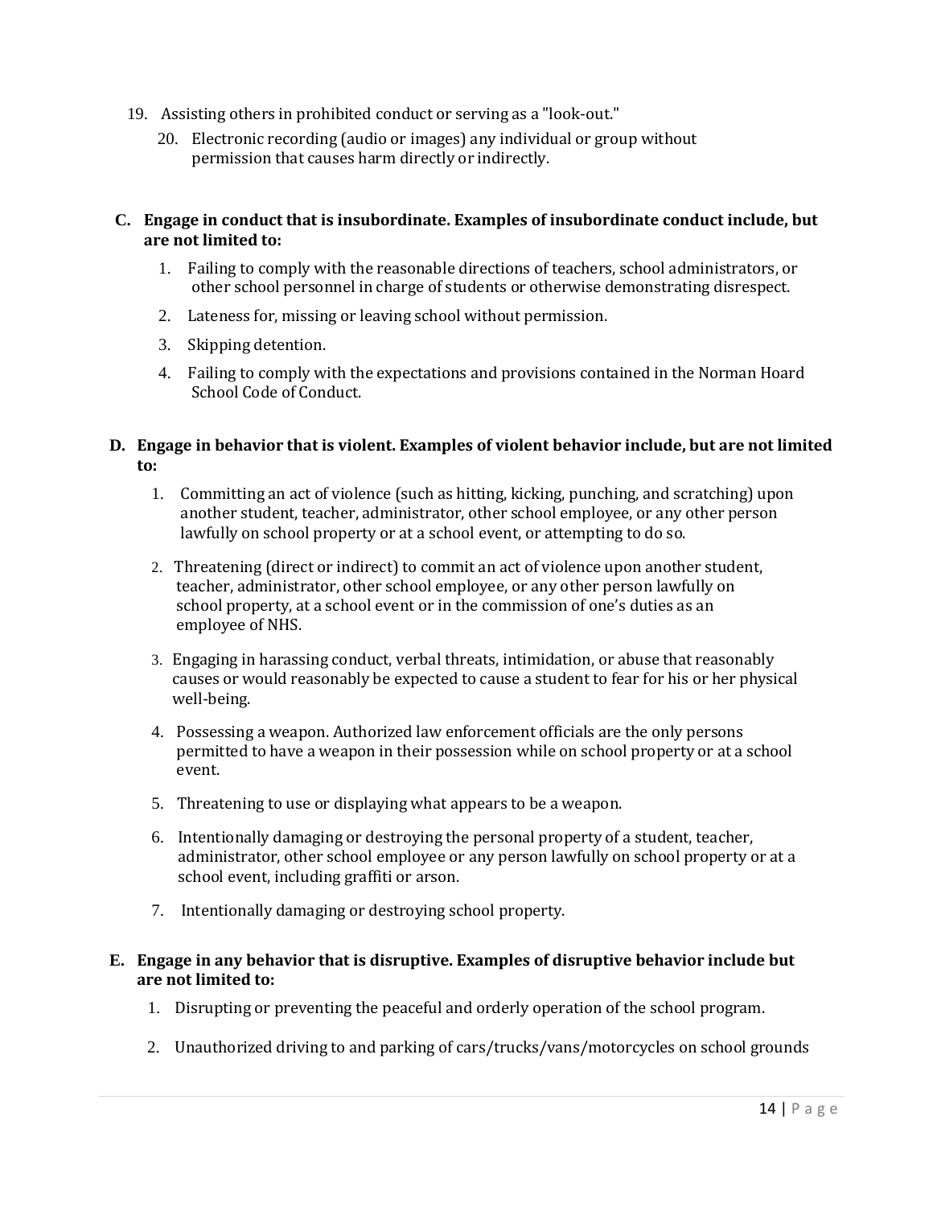19. Assisting others in prohibited conduct or serving as a "look-out."
20. Electronic recording (audio or images) any individual or group without permission that causes harm directly or indirectly.

**C. Engage in conduct that is insubordinate. Examples of insubordinate conduct include, but are not limited to:**

1. Failing to comply with the reasonable directions of teachers, school administrators, or other school personnel in charge of students or otherwise demonstrating disrespect.
2. Lateness for, missing or leaving school without permission.
3. Skipping detention.
4. Failing to comply with the expectations and provisions contained in the Norman Hoard School Code of Conduct.

**D. Engage in behavior that is violent. Examples of violent behavior include, but are not limited to:**

1. Committing an act of violence (such as hitting, kicking, punching, and scratching) upon another student, teacher, administrator, other school employee, or any other person lawfully on school property or at a school event, or attempting to do so.
2. Threatening (direct or indirect) to commit an act of violence upon another student, teacher, administrator, other school employee, or any other person lawfully on school property, at a school event or in the commission of one's duties as an employee of NHS.
3. Engaging in harassing conduct, verbal threats, intimidation, or abuse that reasonably causes or would reasonably be expected to cause a student to fear for his or her physical well-being.
4. Possessing a weapon. Authorized law enforcement officials are the only persons permitted to have a weapon in their possession while on school property or at a school event.
5. Threatening to use or displaying what appears to be a weapon.
6. Intentionally damaging or destroying the personal property of a student, teacher, administrator, other school employee or any person lawfully on school property or at a school event, including graffiti or arson.
7. Intentionally damaging or destroying school property.

**E. Engage in any behavior that is disruptive. Examples of disruptive behavior include but are not limited to:**

1. Disrupting or preventing the peaceful and orderly operation of the school program.
2. Unauthorized driving to and parking of cars/trucks/vans/motorcycles on school grounds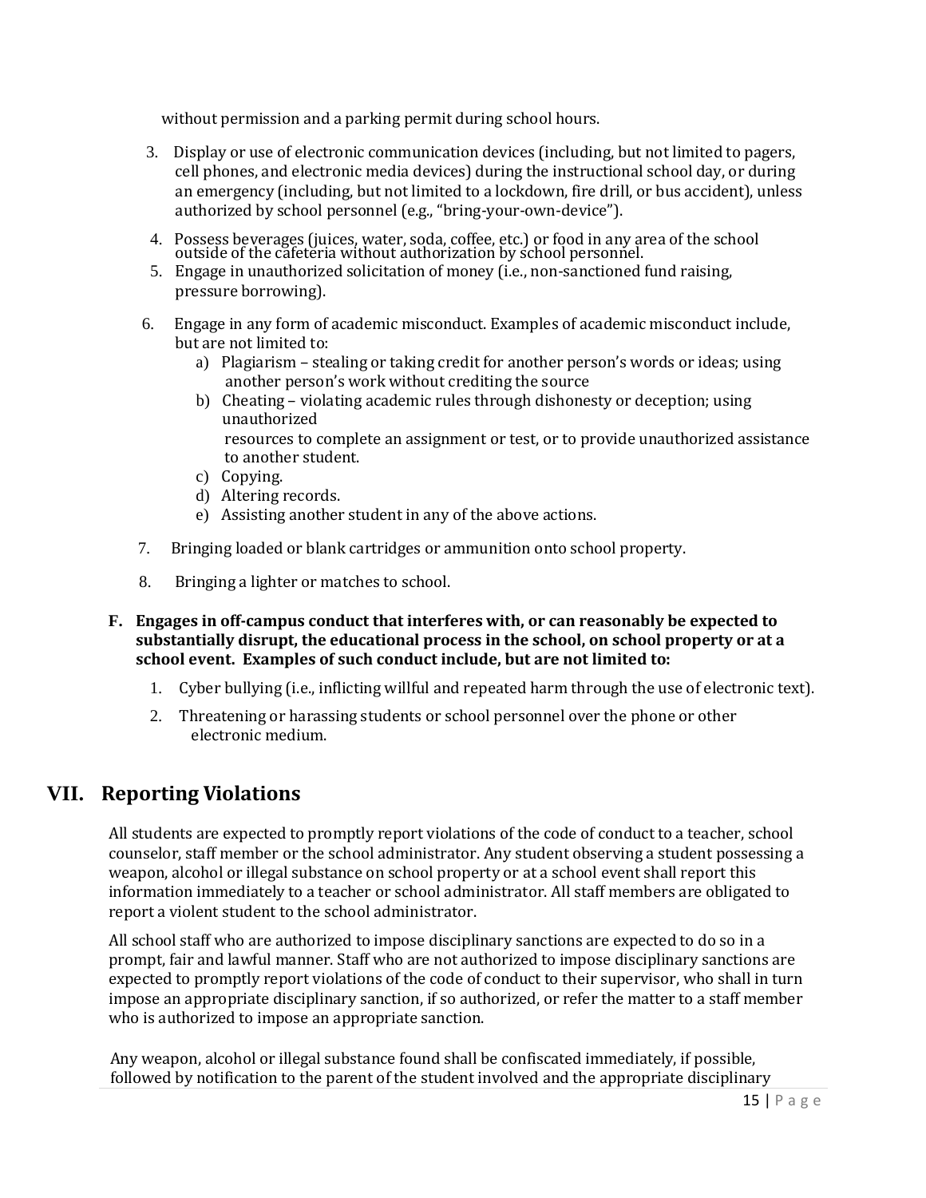without permission and a parking permit during school hours.

3. Display or use of electronic communication devices (including, but not limited to pagers, cell phones, and electronic media devices) during the instructional school day, or during an emergency (including, but not limited to a lockdown, fire drill, or bus accident), unless authorized by school personnel (e.g., "bring-your-own-device").
4. Possess beverages (juices, water, soda, coffee, etc.) or food in any area of the school outside of the cafeteria without authorization by school personnel.
5. Engage in unauthorized solicitation of money (i.e., non-sanctioned fund raising, pressure borrowing).
6. Engage in any form of academic misconduct. Examples of academic misconduct include, but are not limited to:
   a) Plagiarism – stealing or taking credit for another person's words or ideas; using another person's work without crediting the source
   b) Cheating – violating academic rules through dishonesty or deception; using unauthorized resources to complete an assignment or test, or to provide unauthorized assistance to another student.
   c) Copying.
   d) Altering records.
   e) Assisting another student in any of the above actions.
7. Bringing loaded or blank cartridges or ammunition onto school property.
8. Bringing a lighter or matches to school.

**F. Engages in off-campus conduct that interferes with, or can reasonably be expected to substantially disrupt, the educational process in the school, on school property or at a school event. Examples of such conduct include, but are not limited to:**

1. Cyber bullying (i.e., inflicting willful and repeated harm through the use of electronic text).
2. Threatening or harassing students or school personnel over the phone or other electronic medium.

## VII. Reporting Violations

All students are expected to promptly report violations of the code of conduct to a teacher, school counselor, staff member or the school administrator. Any student observing a student possessing a weapon, alcohol or illegal substance on school property or at a school event shall report this information immediately to a teacher or school administrator. All staff members are obligated to report a violent student to the school administrator.

All school staff who are authorized to impose disciplinary sanctions are expected to do so in a prompt, fair and lawful manner. Staff who are not authorized to impose disciplinary sanctions are expected to promptly report violations of the code of conduct to their supervisor, who shall in turn impose an appropriate disciplinary sanction, if so authorized, or refer the matter to a staff member who is authorized to impose an appropriate sanction.

Any weapon, alcohol or illegal substance found shall be confiscated immediately, if possible, followed by notification to the parent of the student involved and the appropriate disciplinary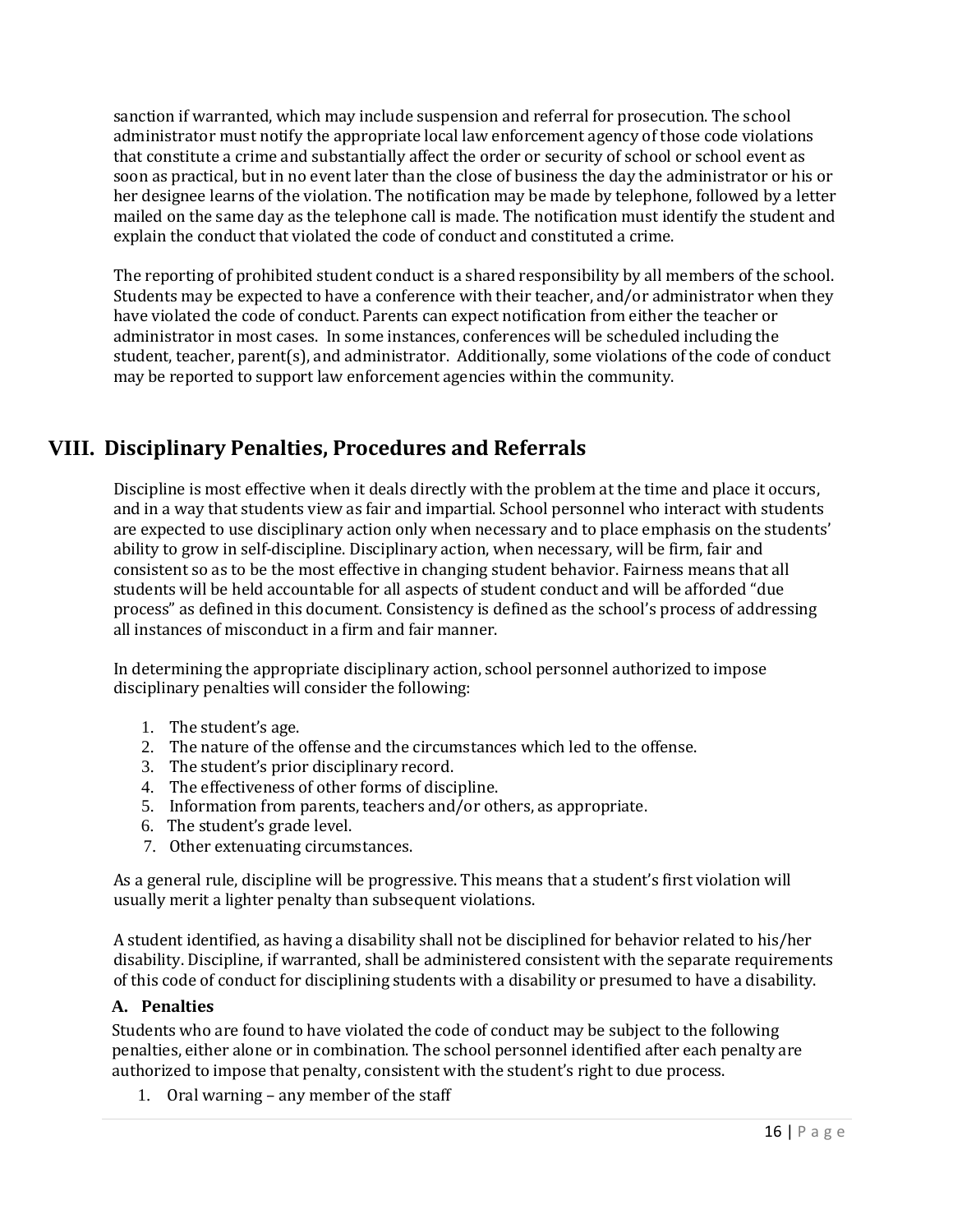sanction if warranted, which may include suspension and referral for prosecution. The school administrator must notify the appropriate local law enforcement agency of those code violations that constitute a crime and substantially affect the order or security of school or school event as soon as practical, but in no event later than the close of business the day the administrator or his or her designee learns of the violation. The notification may be made by telephone, followed by a letter mailed on the same day as the telephone call is made. The notification must identify the student and explain the conduct that violated the code of conduct and constituted a crime.

The reporting of prohibited student conduct is a shared responsibility by all members of the school. Students may be expected to have a conference with their teacher, and/or administrator when they have violated the code of conduct. Parents can expect notification from either the teacher or administrator in most cases. In some instances, conferences will be scheduled including the student, teacher, parent(s), and administrator. Additionally, some violations of the code of conduct may be reported to support law enforcement agencies within the community.

## VIII. Disciplinary Penalties, Procedures and Referrals

Discipline is most effective when it deals directly with the problem at the time and place it occurs, and in a way that students view as fair and impartial. School personnel who interact with students are expected to use disciplinary action only when necessary and to place emphasis on the students' ability to grow in self-discipline. Disciplinary action, when necessary, will be firm, fair and consistent so as to be the most effective in changing student behavior. Fairness means that all students will be held accountable for all aspects of student conduct and will be afforded "due process" as defined in this document. Consistency is defined as the school's process of addressing all instances of misconduct in a firm and fair manner.

In determining the appropriate disciplinary action, school personnel authorized to impose disciplinary penalties will consider the following:

1. The student's age.
2. The nature of the offense and the circumstances which led to the offense.
3. The student's prior disciplinary record.
4. The effectiveness of other forms of discipline.
5. Information from parents, teachers and/or others, as appropriate.
6. The student's grade level.
7. Other extenuating circumstances.

As a general rule, discipline will be progressive. This means that a student's first violation will usually merit a lighter penalty than subsequent violations.

A student identified, as having a disability shall not be disciplined for behavior related to his/her disability. Discipline, if warranted, shall be administered consistent with the separate requirements of this code of conduct for disciplining students with a disability or presumed to have a disability.

### A. Penalties

Students who are found to have violated the code of conduct may be subject to the following penalties, either alone or in combination. The school personnel identified after each penalty are authorized to impose that penalty, consistent with the student's right to due process.

1. Oral warning – any member of the staff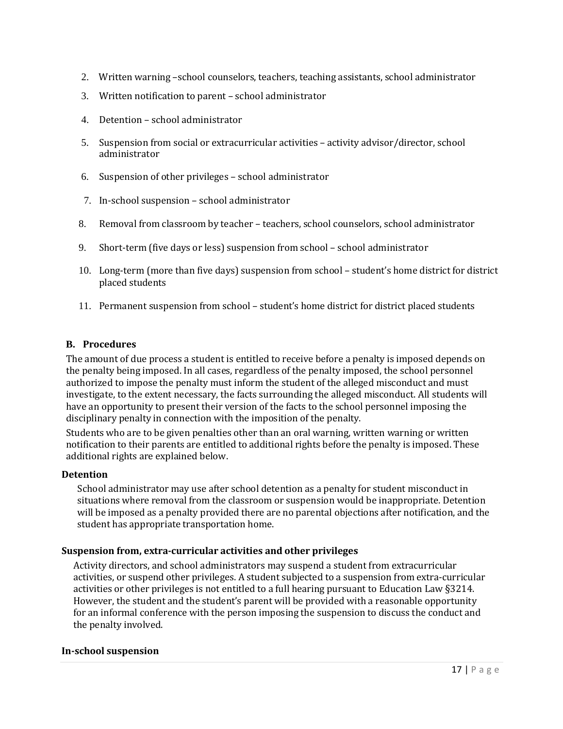2. Written warning –school counselors, teachers, teaching assistants, school administrator
3. Written notification to parent – school administrator
4. Detention – school administrator
5. Suspension from social or extracurricular activities – activity advisor/director, school administrator
6. Suspension of other privileges – school administrator
7. In-school suspension – school administrator
8. Removal from classroom by teacher – teachers, school counselors, school administrator
9. Short-term (five days or less) suspension from school – school administrator
10. Long-term (more than five days) suspension from school – student's home district for district placed students
11. Permanent suspension from school – student's home district for district placed students

### B. Procedures

The amount of due process a student is entitled to receive before a penalty is imposed depends on the penalty being imposed. In all cases, regardless of the penalty imposed, the school personnel authorized to impose the penalty must inform the student of the alleged misconduct and must investigate, to the extent necessary, the facts surrounding the alleged misconduct. All students will have an opportunity to present their version of the facts to the school personnel imposing the disciplinary penalty in connection with the imposition of the penalty.

Students who are to be given penalties other than an oral warning, written warning or written notification to their parents are entitled to additional rights before the penalty is imposed. These additional rights are explained below.

#### Detention

School administrator may use after school detention as a penalty for student misconduct in situations where removal from the classroom or suspension would be inappropriate. Detention will be imposed as a penalty provided there are no parental objections after notification, and the student has appropriate transportation home.

#### Suspension from, extra-curricular activities and other privileges

Activity directors, and school administrators may suspend a student from extracurricular activities, or suspend other privileges. A student subjected to a suspension from extra-curricular activities or other privileges is not entitled to a full hearing pursuant to Education Law §3214. However, the student and the student's parent will be provided with a reasonable opportunity for an informal conference with the person imposing the suspension to discuss the conduct and the penalty involved.

#### In-school suspension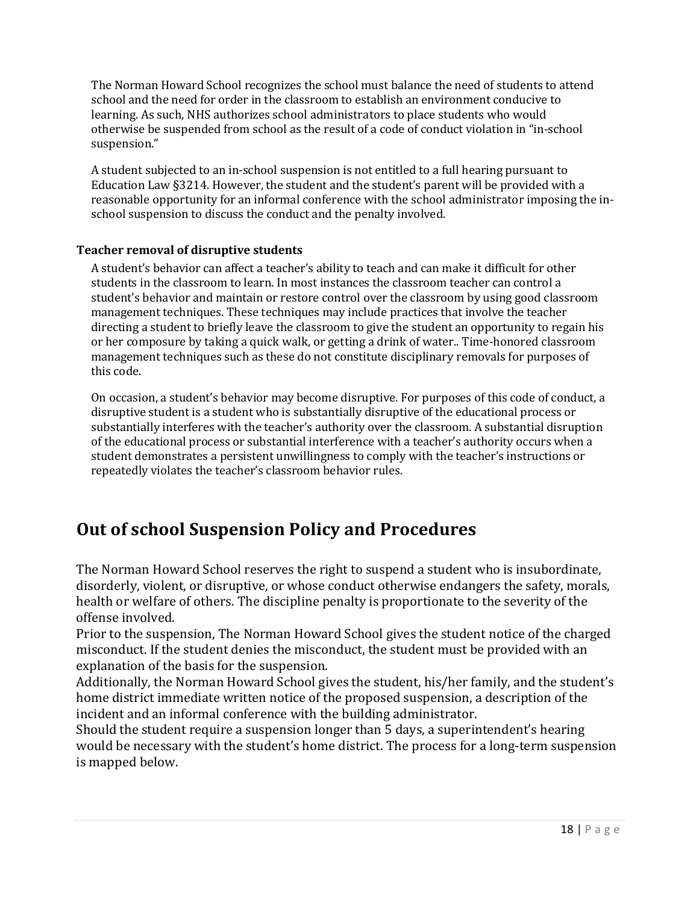The Norman Howard School recognizes the school must balance the need of students to attend school and the need for order in the classroom to establish an environment conducive to learning. As such, NHS authorizes school administrators to place students who would otherwise be suspended from school as the result of a code of conduct violation in "in-school suspension."

A student subjected to an in-school suspension is not entitled to a full hearing pursuant to Education Law §3214. However, the student and the student's parent will be provided with a reasonable opportunity for an informal conference with the school administrator imposing the in-school suspension to discuss the conduct and the penalty involved.

**Teacher removal of disruptive students**

A student's behavior can affect a teacher's ability to teach and can make it difficult for other students in the classroom to learn. In most instances the classroom teacher can control a student's behavior and maintain or restore control over the classroom by using good classroom management techniques. These techniques may include practices that involve the teacher directing a student to briefly leave the classroom to give the student an opportunity to regain his or her composure by taking a quick walk, or getting a drink of water.. Time-honored classroom management techniques such as these do not constitute disciplinary removals for purposes of this code.

On occasion, a student's behavior may become disruptive. For purposes of this code of conduct, a disruptive student is a student who is substantially disruptive of the educational process or substantially interferes with the teacher's authority over the classroom. A substantial disruption of the educational process or substantial interference with a teacher's authority occurs when a student demonstrates a persistent unwillingness to comply with the teacher's instructions or repeatedly violates the teacher's classroom behavior rules.

## Out of school Suspension Policy and Procedures

The Norman Howard School reserves the right to suspend a student who is insubordinate, disorderly, violent, or disruptive, or whose conduct otherwise endangers the safety, morals, health or welfare of others. The discipline penalty is proportionate to the severity of the offense involved.

Prior to the suspension, The Norman Howard School gives the student notice of the charged misconduct. If the student denies the misconduct, the student must be provided with an explanation of the basis for the suspension.

Additionally, the Norman Howard School gives the student, his/her family, and the student's home district immediate written notice of the proposed suspension, a description of the incident and an informal conference with the building administrator.

Should the student require a suspension longer than 5 days, a superintendent's hearing would be necessary with the student's home district. The process for a long-term suspension is mapped below.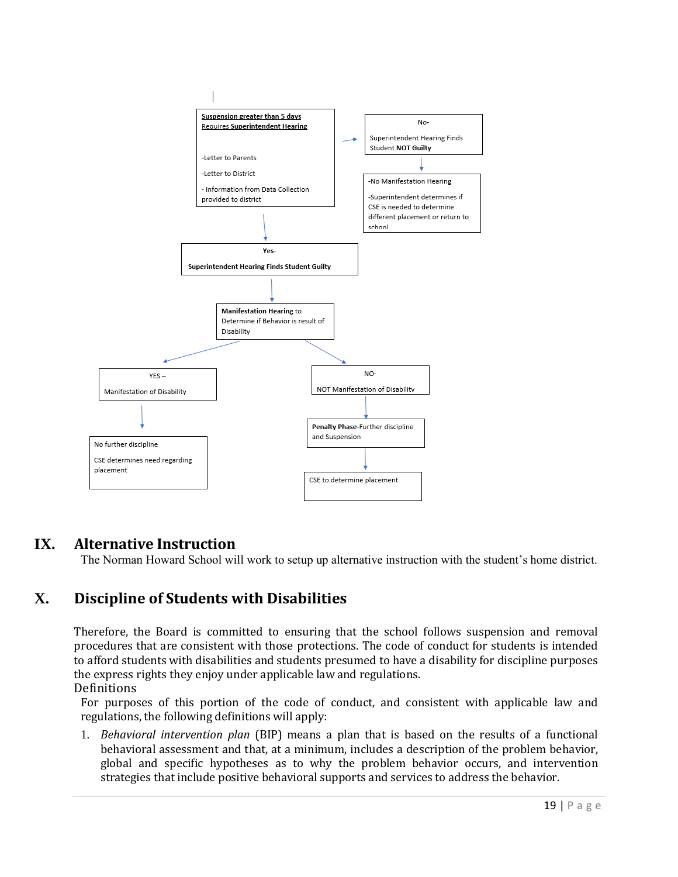**Suspension greater than 5 days**
**Requires Superintendent Hearing**

-Letter to Parents

-Letter to District

- Information from Data Collection provided to district

No-

Superintendent Hearing Finds Student **NOT Guilty**

-No Manifestation Hearing

-Superintendent determines if CSE is needed to determine different placement or return to school

**Yes-**

**Superintendent Hearing Finds Student Guilty**

**Manifestation Hearing** to Determine if Behavior is result of Disability

YES –

Manifestation of Disability

No further discipline

CSE determines need regarding placement

NO-

NOT Manifestation of Disability

**Penalty Phase**-Further discipline and Suspension

CSE to determine placement

# IX. Alternative Instruction

The Norman Howard School will work to setup up alternative instruction with the student's home district.

# X. Discipline of Students with Disabilities

Therefore, the Board is committed to ensuring that the school follows suspension and removal procedures that are consistent with those protections. The code of conduct for students is intended to afford students with disabilities and students presumed to have a disability for discipline purposes the express rights they enjoy under applicable law and regulations.

Definitions

For purposes of this portion of the code of conduct, and consistent with applicable law and regulations, the following definitions will apply:

1. *Behavioral intervention plan* (BIP) means a plan that is based on the results of a functional behavioral assessment and that, at a minimum, includes a description of the problem behavior, global and specific hypotheses as to why the problem behavior occurs, and intervention strategies that include positive behavioral supports and services to address the behavior.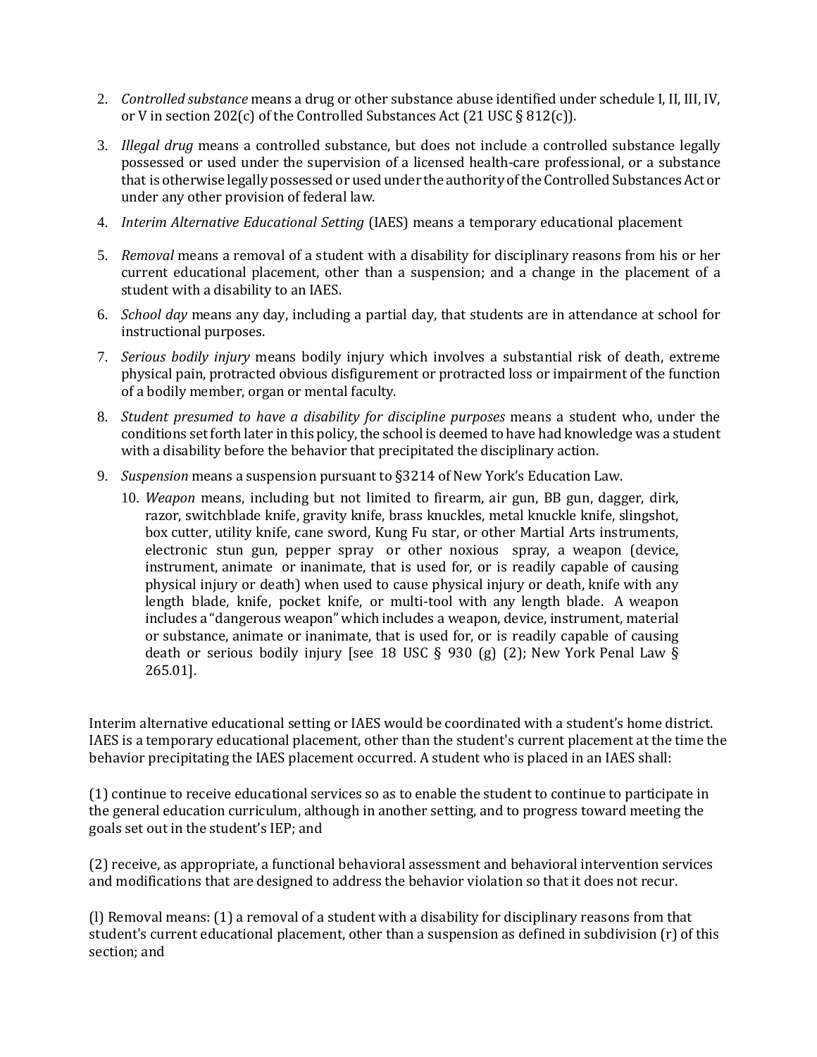2. *Controlled substance* means a drug or other substance abuse identified under schedule I, II, III, IV, or V in section 202(c) of the Controlled Substances Act (21 USC § 812(c)).
3. *Illegal drug* means a controlled substance, but does not include a controlled substance legally possessed or used under the supervision of a licensed health-care professional, or a substance that is otherwise legally possessed or used under the authority of the Controlled Substances Act or under any other provision of federal law.
4. *Interim Alternative Educational Setting* (IAES) means a temporary educational placement
5. *Removal* means a removal of a student with a disability for disciplinary reasons from his or her current educational placement, other than a suspension; and a change in the placement of a student with a disability to an IAES.
6. *School day* means any day, including a partial day, that students are in attendance at school for instructional purposes.
7. *Serious bodily injury* means bodily injury which involves a substantial risk of death, extreme physical pain, protracted obvious disfigurement or protracted loss or impairment of the function of a bodily member, organ or mental faculty.
8. *Student presumed to have a disability for discipline purposes* means a student who, under the conditions set forth later in this policy, the school is deemed to have had knowledge was a student with a disability before the behavior that precipitated the disciplinary action.
9. *Suspension* means a suspension pursuant to §3214 of New York's Education Law.
10. *Weapon* means, including but not limited to firearm, air gun, BB gun, dagger, dirk, razor, switchblade knife, gravity knife, brass knuckles, metal knuckle knife, slingshot, box cutter, utility knife, cane sword, Kung Fu star, or other Martial Arts instruments, electronic stun gun, pepper spray or other noxious spray, a weapon (device, instrument, animate or inanimate, that is used for, or is readily capable of causing physical injury or death) when used to cause physical injury or death, knife with any length blade, knife, pocket knife, or multi-tool with any length blade. A weapon includes a "dangerous weapon" which includes a weapon, device, instrument, material or substance, animate or inanimate, that is used for, or is readily capable of causing death or serious bodily injury [see 18 USC § 930 (g) (2); New York Penal Law § 265.01].

Interim alternative educational setting or IAES would be coordinated with a student's home district. IAES is a temporary educational placement, other than the student's current placement at the time the behavior precipitating the IAES placement occurred. A student who is placed in an IAES shall:

(1) continue to receive educational services so as to enable the student to continue to participate in the general education curriculum, although in another setting, and to progress toward meeting the goals set out in the student's IEP; and

(2) receive, as appropriate, a functional behavioral assessment and behavioral intervention services and modifications that are designed to address the behavior violation so that it does not recur.

(l) Removal means: (1) a removal of a student with a disability for disciplinary reasons from that student's current educational placement, other than a suspension as defined in subdivision (r) of this section; and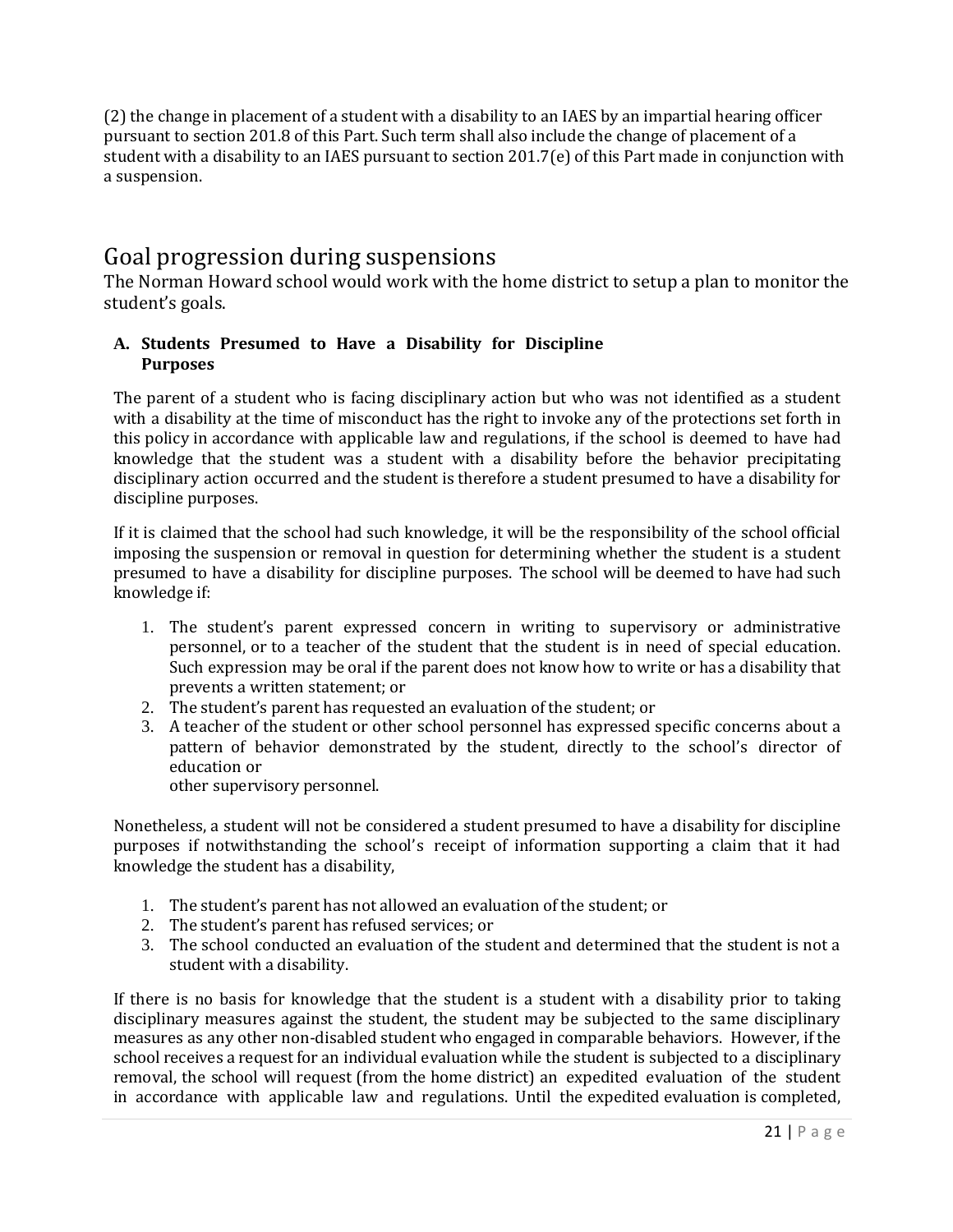(2) the change in placement of a student with a disability to an IAES by an impartial hearing officer pursuant to section 201.8 of this Part. Such term shall also include the change of placement of a student with a disability to an IAES pursuant to section 201.7(e) of this Part made in conjunction with a suspension.

## Goal progression during suspensions

The Norman Howard school would work with the home district to setup a plan to monitor the student's goals.

### A. Students Presumed to Have a Disability for Discipline Purposes

The parent of a student who is facing disciplinary action but who was not identified as a student with a disability at the time of misconduct has the right to invoke any of the protections set forth in this policy in accordance with applicable law and regulations, if the school is deemed to have had knowledge that the student was a student with a disability before the behavior precipitating disciplinary action occurred and the student is therefore a student presumed to have a disability for discipline purposes.

If it is claimed that the school had such knowledge, it will be the responsibility of the school official imposing the suspension or removal in question for determining whether the student is a student presumed to have a disability for discipline purposes. The school will be deemed to have had such knowledge if:

1. The student's parent expressed concern in writing to supervisory or administrative personnel, or to a teacher of the student that the student is in need of special education. Such expression may be oral if the parent does not know how to write or has a disability that prevents a written statement; or
2. The student's parent has requested an evaluation of the student; or
3. A teacher of the student or other school personnel has expressed specific concerns about a pattern of behavior demonstrated by the student, directly to the school's director of education or other supervisory personnel.

Nonetheless, a student will not be considered a student presumed to have a disability for discipline purposes if notwithstanding the school's receipt of information supporting a claim that it had knowledge the student has a disability,

1. The student's parent has not allowed an evaluation of the student; or
2. The student's parent has refused services; or
3. The school conducted an evaluation of the student and determined that the student is not a student with a disability.

If there is no basis for knowledge that the student is a student with a disability prior to taking disciplinary measures against the student, the student may be subjected to the same disciplinary measures as any other non-disabled student who engaged in comparable behaviors. However, if the school receives a request for an individual evaluation while the student is subjected to a disciplinary removal, the school will request (from the home district) an expedited evaluation of the student in accordance with applicable law and regulations. Until the expedited evaluation is completed,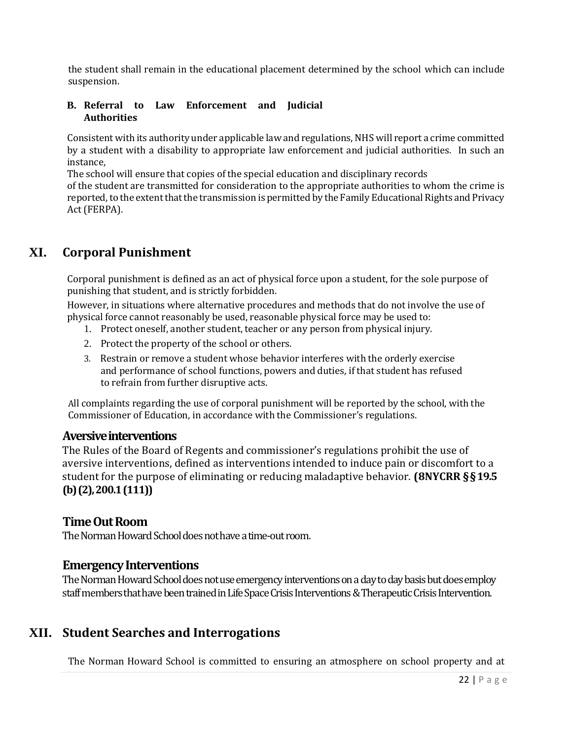the student shall remain in the educational placement determined by the school which can include suspension.

**B. Referral to Law Enforcement and Judicial Authorities**

Consistent with its authority under applicable law and regulations, NHS will report a crime committed by a student with a disability to appropriate law enforcement and judicial authorities. In such an instance,
The school will ensure that copies of the special education and disciplinary records
of the student are transmitted for consideration to the appropriate authorities to whom the crime is reported, to the extent that the transmission is permitted by the Family Educational Rights and Privacy Act (FERPA).

## XI. Corporal Punishment

Corporal punishment is defined as an act of physical force upon a student, for the sole purpose of punishing that student, and is strictly forbidden.
However, in situations where alternative procedures and methods that do not involve the use of physical force cannot reasonably be used, reasonable physical force may be used to:

1. Protect oneself, another student, teacher or any person from physical injury.
2. Protect the property of the school or others.
3. Restrain or remove a student whose behavior interferes with the orderly exercise and performance of school functions, powers and duties, if that student has refused to refrain from further disruptive acts.

All complaints regarding the use of corporal punishment will be reported by the school, with the Commissioner of Education, in accordance with the Commissioner's regulations.

### Aversive interventions

The Rules of the Board of Regents and commissioner's regulations prohibit the use of aversive interventions, defined as interventions intended to induce pain or discomfort to a student for the purpose of eliminating or reducing maladaptive behavior. **(8NYCRR §§19.5 (b)(2), 200.1(111))**

### Time Out Room

The Norman Howard School does not have a time-out room.

### Emergency Interventions

The Norman Howard School does not use emergency interventions on a day to day basis but does employ staff members that have been trained in Life Space Crisis Interventions & Therapeutic Crisis Intervention.

## XII. Student Searches and Interrogations

The Norman Howard School is committed to ensuring an atmosphere on school property and at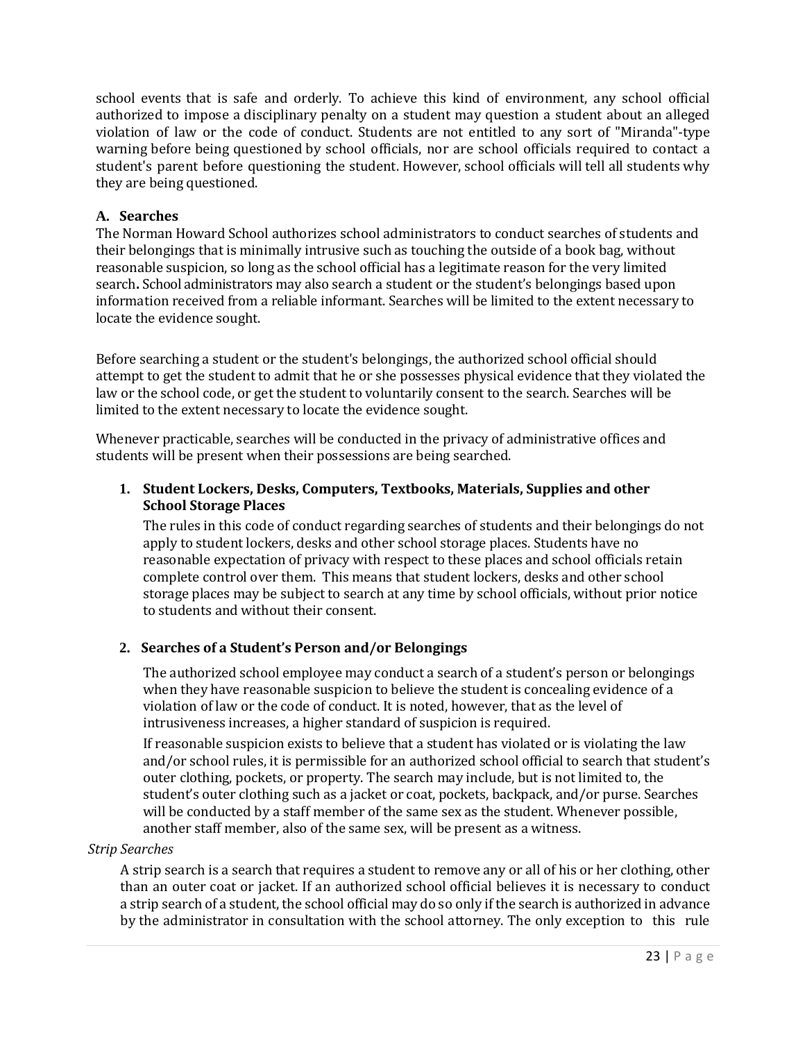school events that is safe and orderly. To achieve this kind of environment, any school official authorized to impose a disciplinary penalty on a student may question a student about an alleged violation of law or the code of conduct. Students are not entitled to any sort of "Miranda"-type warning before being questioned by school officials, nor are school officials required to contact a student's parent before questioning the student. However, school officials will tell all students why they are being questioned.

### A. Searches

The Norman Howard School authorizes school administrators to conduct searches of students and their belongings that is minimally intrusive such as touching the outside of a book bag, without reasonable suspicion, so long as the school official has a legitimate reason for the very limited search**.** School administrators may also search a student or the student's belongings based upon information received from a reliable informant. Searches will be limited to the extent necessary to locate the evidence sought.

Before searching a student or the student's belongings, the authorized school official should attempt to get the student to admit that he or she possesses physical evidence that they violated the law or the school code, or get the student to voluntarily consent to the search. Searches will be limited to the extent necessary to locate the evidence sought.

Whenever practicable, searches will be conducted in the privacy of administrative offices and students will be present when their possessions are being searched.

#### 1. Student Lockers, Desks, Computers, Textbooks, Materials, Supplies and other School Storage Places

The rules in this code of conduct regarding searches of students and their belongings do not apply to student lockers, desks and other school storage places. Students have no reasonable expectation of privacy with respect to these places and school officials retain complete control over them. This means that student lockers, desks and other school storage places may be subject to search at any time by school officials, without prior notice to students and without their consent.

#### 2. Searches of a Student's Person and/or Belongings

The authorized school employee may conduct a search of a student's person or belongings when they have reasonable suspicion to believe the student is concealing evidence of a violation of law or the code of conduct. It is noted, however, that as the level of intrusiveness increases, a higher standard of suspicion is required.

If reasonable suspicion exists to believe that a student has violated or is violating the law and/or school rules, it is permissible for an authorized school official to search that student's outer clothing, pockets, or property. The search may include, but is not limited to, the student's outer clothing such as a jacket or coat, pockets, backpack, and/or purse. Searches will be conducted by a staff member of the same sex as the student. Whenever possible, another staff member, also of the same sex, will be present as a witness.

*Strip Searches*

A strip search is a search that requires a student to remove any or all of his or her clothing, other than an outer coat or jacket. If an authorized school official believes it is necessary to conduct a strip search of a student, the school official may do so only if the search is authorized in advance by the administrator in consultation with the school attorney. The only exception to this rule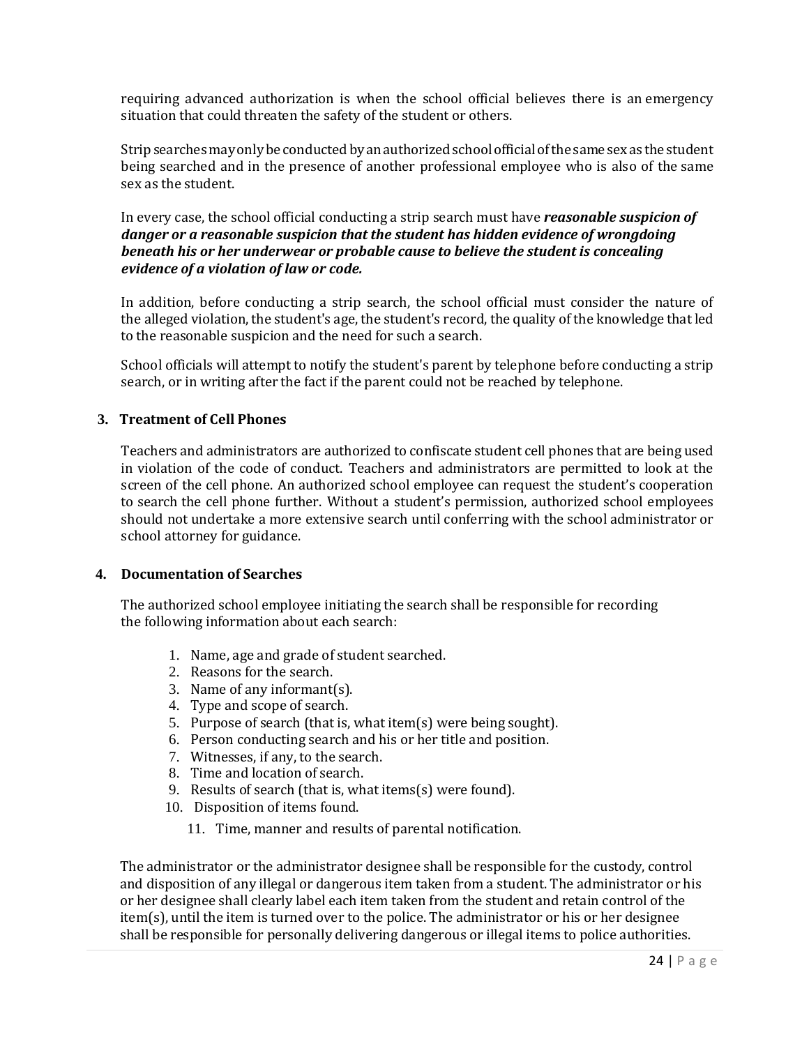requiring advanced authorization is when the school official believes there is an emergency situation that could threaten the safety of the student or others.

Strip searches may only be conducted by an authorized school official of the same sex as the student being searched and in the presence of another professional employee who is also of the same sex as the student.

In every case, the school official conducting a strip search must have ***reasonable suspicion of danger or a reasonable suspicion that the student has hidden evidence of wrongdoing beneath his or her underwear or probable cause to believe the student is concealing evidence of a violation of law or code.***

In addition, before conducting a strip search, the school official must consider the nature of the alleged violation, the student's age, the student's record, the quality of the knowledge that led to the reasonable suspicion and the need for such a search.

School officials will attempt to notify the student's parent by telephone before conducting a strip search, or in writing after the fact if the parent could not be reached by telephone.

### 3. Treatment of Cell Phones

Teachers and administrators are authorized to confiscate student cell phones that are being used in violation of the code of conduct. Teachers and administrators are permitted to look at the screen of the cell phone. An authorized school employee can request the student's cooperation to search the cell phone further. Without a student's permission, authorized school employees should not undertake a more extensive search until conferring with the school administrator or school attorney for guidance.

### 4. Documentation of Searches

The authorized school employee initiating the search shall be responsible for recording the following information about each search:

1. Name, age and grade of student searched.
2. Reasons for the search.
3. Name of any informant(s).
4. Type and scope of search.
5. Purpose of search (that is, what item(s) were being sought).
6. Person conducting search and his or her title and position.
7. Witnesses, if any, to the search.
8. Time and location of search.
9. Results of search (that is, what items(s) were found).
10. Disposition of items found.
11. Time, manner and results of parental notification.

The administrator or the administrator designee shall be responsible for the custody, control and disposition of any illegal or dangerous item taken from a student. The administrator or his or her designee shall clearly label each item taken from the student and retain control of the item(s), until the item is turned over to the police. The administrator or his or her designee shall be responsible for personally delivering dangerous or illegal items to police authorities.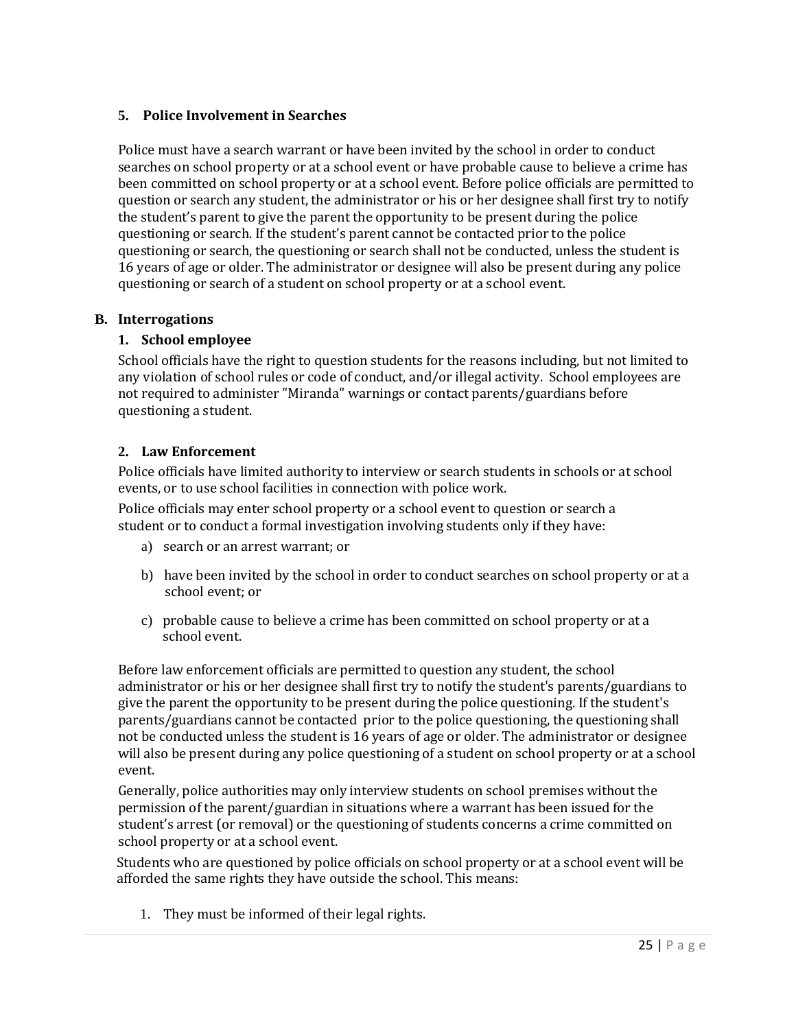#### 5. Police Involvement in Searches

Police must have a search warrant or have been invited by the school in order to conduct searches on school property or at a school event or have probable cause to believe a crime has been committed on school property or at a school event. Before police officials are permitted to question or search any student, the administrator or his or her designee shall first try to notify the student's parent to give the parent the opportunity to be present during the police questioning or search. If the student's parent cannot be contacted prior to the police questioning or search, the questioning or search shall not be conducted, unless the student is 16 years of age or older. The administrator or designee will also be present during any police questioning or search of a student on school property or at a school event.

### B. Interrogations

#### 1. School employee

School officials have the right to question students for the reasons including, but not limited to any violation of school rules or code of conduct, and/or illegal activity. School employees are not required to administer "Miranda" warnings or contact parents/guardians before questioning a student.

#### 2. Law Enforcement

Police officials have limited authority to interview or search students in schools or at school events, or to use school facilities in connection with police work.

Police officials may enter school property or a school event to question or search a student or to conduct a formal investigation involving students only if they have:

a) search or an arrest warrant; or

b) have been invited by the school in order to conduct searches on school property or at a school event; or

c) probable cause to believe a crime has been committed on school property or at a school event.

Before law enforcement officials are permitted to question any student, the school administrator or his or her designee shall first try to notify the student's parents/guardians to give the parent the opportunity to be present during the police questioning. If the student's parents/guardians cannot be contacted prior to the police questioning, the questioning shall not be conducted unless the student is 16 years of age or older. The administrator or designee will also be present during any police questioning of a student on school property or at a school event.

Generally, police authorities may only interview students on school premises without the permission of the parent/guardian in situations where a warrant has been issued for the student's arrest (or removal) or the questioning of students concerns a crime committed on school property or at a school event.

Students who are questioned by police officials on school property or at a school event will be afforded the same rights they have outside the school. This means:

1. They must be informed of their legal rights.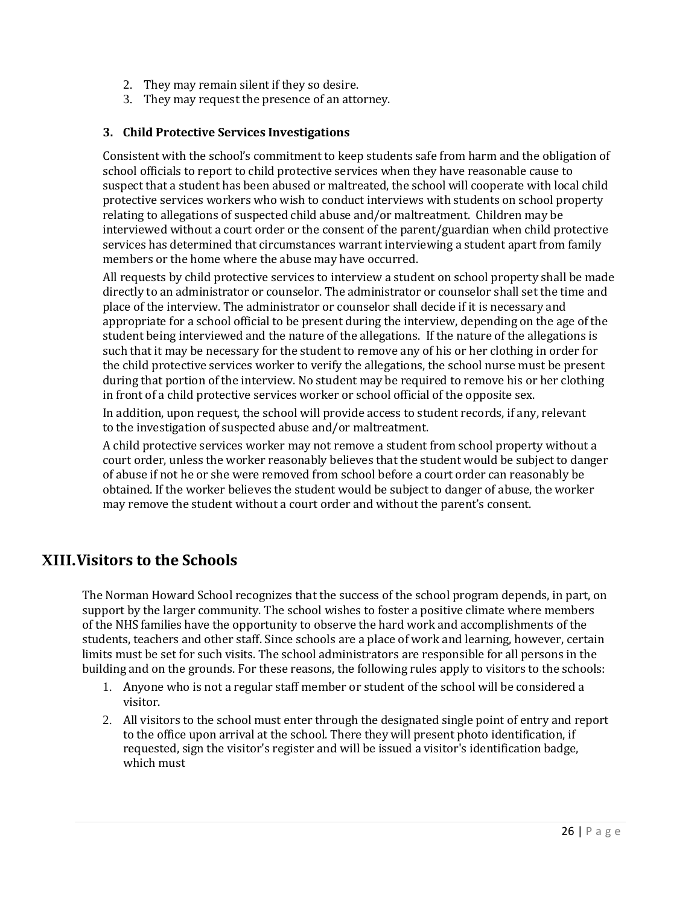2. They may remain silent if they so desire.
3. They may request the presence of an attorney.

### 3. Child Protective Services Investigations

Consistent with the school's commitment to keep students safe from harm and the obligation of school officials to report to child protective services when they have reasonable cause to suspect that a student has been abused or maltreated, the school will cooperate with local child protective services workers who wish to conduct interviews with students on school property relating to allegations of suspected child abuse and/or maltreatment. Children may be interviewed without a court order or the consent of the parent/guardian when child protective services has determined that circumstances warrant interviewing a student apart from family members or the home where the abuse may have occurred.

All requests by child protective services to interview a student on school property shall be made directly to an administrator or counselor. The administrator or counselor shall set the time and place of the interview. The administrator or counselor shall decide if it is necessary and appropriate for a school official to be present during the interview, depending on the age of the student being interviewed and the nature of the allegations. If the nature of the allegations is such that it may be necessary for the student to remove any of his or her clothing in order for the child protective services worker to verify the allegations, the school nurse must be present during that portion of the interview. No student may be required to remove his or her clothing in front of a child protective services worker or school official of the opposite sex.

In addition, upon request, the school will provide access to student records, if any, relevant to the investigation of suspected abuse and/or maltreatment.

A child protective services worker may not remove a student from school property without a court order, unless the worker reasonably believes that the student would be subject to danger of abuse if not he or she were removed from school before a court order can reasonably be obtained. If the worker believes the student would be subject to danger of abuse, the worker may remove the student without a court order and without the parent's consent.

## XIII. Visitors to the Schools

The Norman Howard School recognizes that the success of the school program depends, in part, on support by the larger community. The school wishes to foster a positive climate where members of the NHS families have the opportunity to observe the hard work and accomplishments of the students, teachers and other staff. Since schools are a place of work and learning, however, certain limits must be set for such visits. The school administrators are responsible for all persons in the building and on the grounds. For these reasons, the following rules apply to visitors to the schools:

1. Anyone who is not a regular staff member or student of the school will be considered a visitor.
2. All visitors to the school must enter through the designated single point of entry and report to the office upon arrival at the school. There they will present photo identification, if requested, sign the visitor's register and will be issued a visitor's identification badge, which must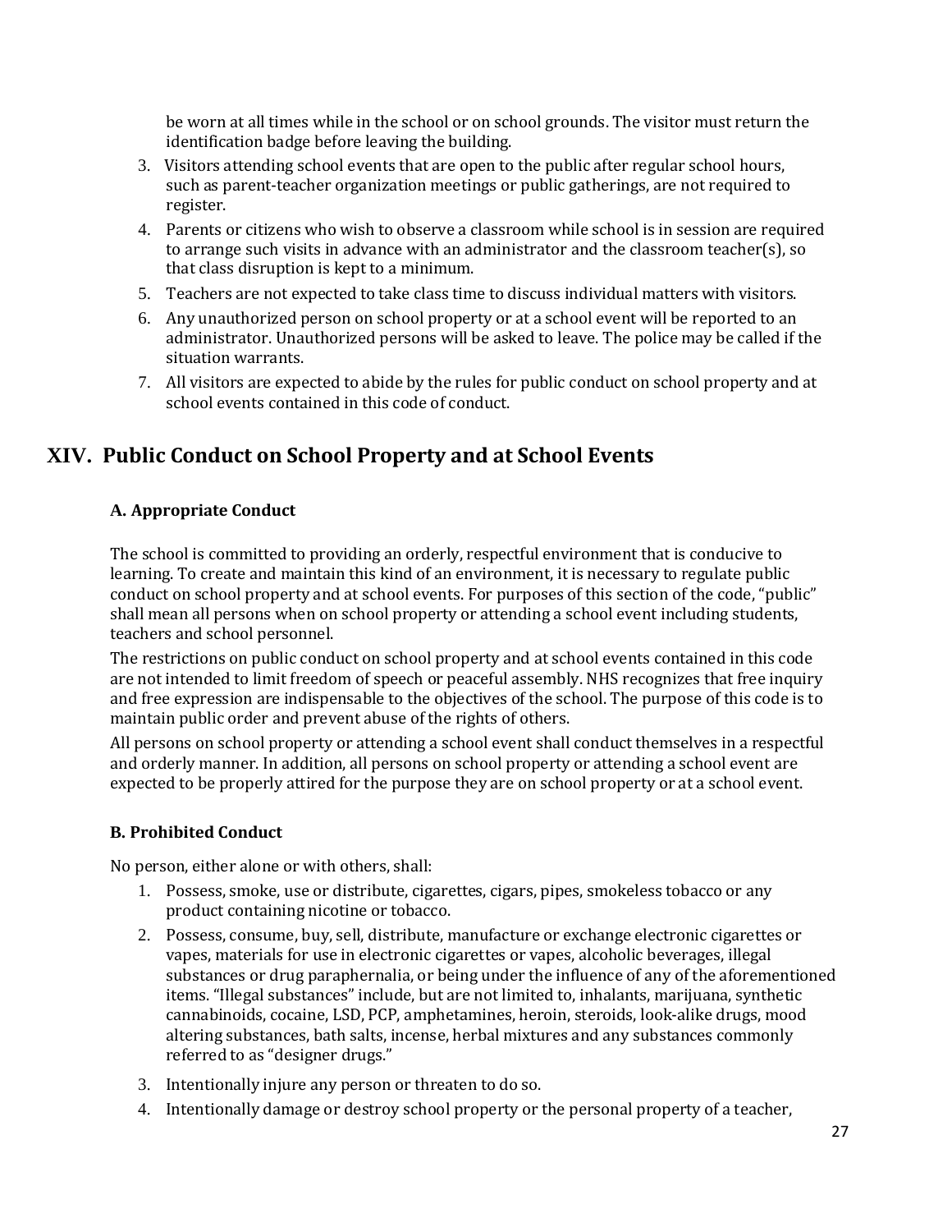be worn at all times while in the school or on school grounds. The visitor must return the identification badge before leaving the building.

3. Visitors attending school events that are open to the public after regular school hours, such as parent-teacher organization meetings or public gatherings, are not required to register.
4. Parents or citizens who wish to observe a classroom while school is in session are required to arrange such visits in advance with an administrator and the classroom teacher(s), so that class disruption is kept to a minimum.
5. Teachers are not expected to take class time to discuss individual matters with visitors.
6. Any unauthorized person on school property or at a school event will be reported to an administrator. Unauthorized persons will be asked to leave. The police may be called if the situation warrants.
7. All visitors are expected to abide by the rules for public conduct on school property and at school events contained in this code of conduct.

## XIV. Public Conduct on School Property and at School Events

### A. Appropriate Conduct

The school is committed to providing an orderly, respectful environment that is conducive to learning. To create and maintain this kind of an environment, it is necessary to regulate public conduct on school property and at school events. For purposes of this section of the code, "public" shall mean all persons when on school property or attending a school event including students, teachers and school personnel.

The restrictions on public conduct on school property and at school events contained in this code are not intended to limit freedom of speech or peaceful assembly. NHS recognizes that free inquiry and free expression are indispensable to the objectives of the school. The purpose of this code is to maintain public order and prevent abuse of the rights of others.

All persons on school property or attending a school event shall conduct themselves in a respectful and orderly manner. In addition, all persons on school property or attending a school event are expected to be properly attired for the purpose they are on school property or at a school event.

### B. Prohibited Conduct

No person, either alone or with others, shall:

1. Possess, smoke, use or distribute, cigarettes, cigars, pipes, smokeless tobacco or any product containing nicotine or tobacco.
2. Possess, consume, buy, sell, distribute, manufacture or exchange electronic cigarettes or vapes, materials for use in electronic cigarettes or vapes, alcoholic beverages, illegal substances or drug paraphernalia, or being under the influence of any of the aforementioned items. "Illegal substances" include, but are not limited to, inhalants, marijuana, synthetic cannabinoids, cocaine, LSD, PCP, amphetamines, heroin, steroids, look-alike drugs, mood altering substances, bath salts, incense, herbal mixtures and any substances commonly referred to as "designer drugs."
3. Intentionally injure any person or threaten to do so.
4. Intentionally damage or destroy school property or the personal property of a teacher,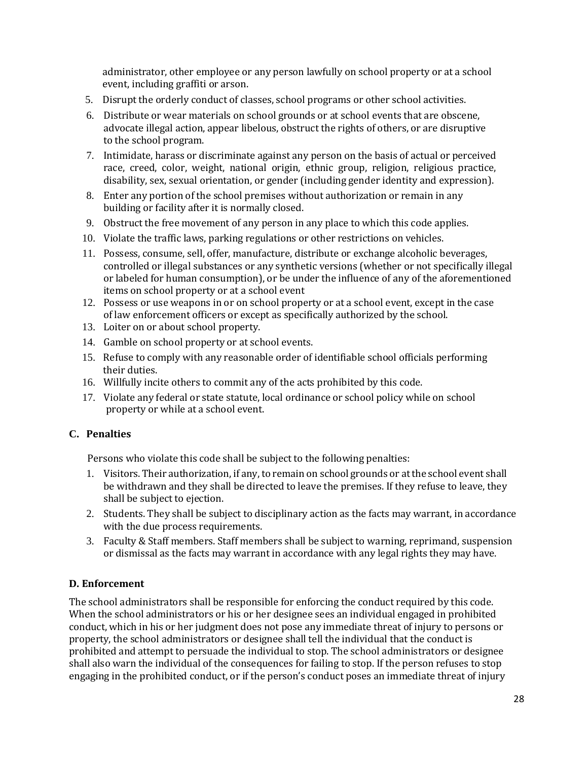administrator, other employee or any person lawfully on school property or at a school event, including graffiti or arson.

5. Disrupt the orderly conduct of classes, school programs or other school activities.
6. Distribute or wear materials on school grounds or at school events that are obscene, advocate illegal action, appear libelous, obstruct the rights of others, or are disruptive to the school program.
7. Intimidate, harass or discriminate against any person on the basis of actual or perceived race, creed, color, weight, national origin, ethnic group, religion, religious practice, disability, sex, sexual orientation, or gender (including gender identity and expression).
8. Enter any portion of the school premises without authorization or remain in any building or facility after it is normally closed.
9. Obstruct the free movement of any person in any place to which this code applies.
10. Violate the traffic laws, parking regulations or other restrictions on vehicles.
11. Possess, consume, sell, offer, manufacture, distribute or exchange alcoholic beverages, controlled or illegal substances or any synthetic versions (whether or not specifically illegal or labeled for human consumption), or be under the influence of any of the aforementioned items on school property or at a school event
12. Possess or use weapons in or on school property or at a school event, except in the case of law enforcement officers or except as specifically authorized by the school.
13. Loiter on or about school property.
14. Gamble on school property or at school events.
15. Refuse to comply with any reasonable order of identifiable school officials performing their duties.
16. Willfully incite others to commit any of the acts prohibited by this code.
17. Violate any federal or state statute, local ordinance or school policy while on school property or while at a school event.

### C. Penalties

Persons who violate this code shall be subject to the following penalties:

1. Visitors. Their authorization, if any, to remain on school grounds or at the school event shall be withdrawn and they shall be directed to leave the premises. If they refuse to leave, they shall be subject to ejection.
2. Students. They shall be subject to disciplinary action as the facts may warrant, in accordance with the due process requirements.
3. Faculty & Staff members. Staff members shall be subject to warning, reprimand, suspension or dismissal as the facts may warrant in accordance with any legal rights they may have.

### D. Enforcement

The school administrators shall be responsible for enforcing the conduct required by this code. When the school administrators or his or her designee sees an individual engaged in prohibited conduct, which in his or her judgment does not pose any immediate threat of injury to persons or property, the school administrators or designee shall tell the individual that the conduct is prohibited and attempt to persuade the individual to stop. The school administrators or designee shall also warn the individual of the consequences for failing to stop. If the person refuses to stop engaging in the prohibited conduct, or if the person's conduct poses an immediate threat of injury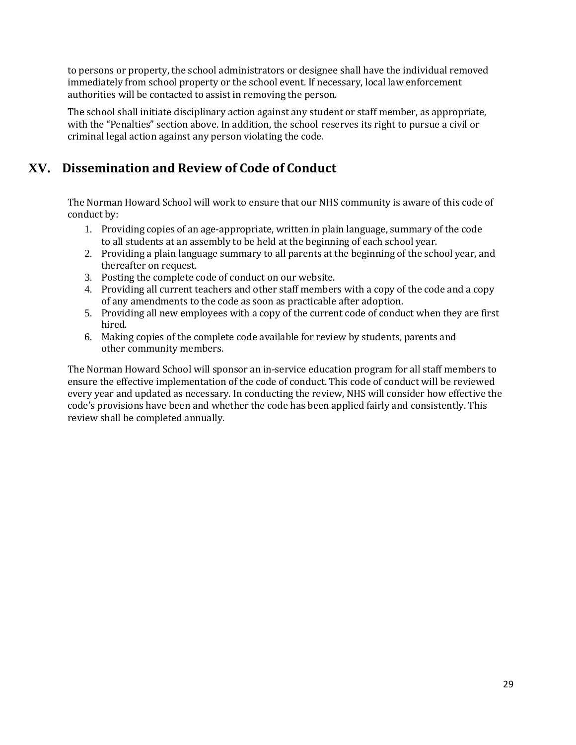to persons or property, the school administrators or designee shall have the individual removed immediately from school property or the school event. If necessary, local law enforcement authorities will be contacted to assist in removing the person.

The school shall initiate disciplinary action against any student or staff member, as appropriate, with the "Penalties" section above. In addition, the school reserves its right to pursue a civil or criminal legal action against any person violating the code.

## XV. Dissemination and Review of Code of Conduct

The Norman Howard School will work to ensure that our NHS community is aware of this code of conduct by:

1. Providing copies of an age-appropriate, written in plain language, summary of the code to all students at an assembly to be held at the beginning of each school year.
2. Providing a plain language summary to all parents at the beginning of the school year, and thereafter on request.
3. Posting the complete code of conduct on our website.
4. Providing all current teachers and other staff members with a copy of the code and a copy of any amendments to the code as soon as practicable after adoption.
5. Providing all new employees with a copy of the current code of conduct when they are first hired.
6. Making copies of the complete code available for review by students, parents and other community members.

The Norman Howard School will sponsor an in-service education program for all staff members to ensure the effective implementation of the code of conduct. This code of conduct will be reviewed every year and updated as necessary. In conducting the review, NHS will consider how effective the code's provisions have been and whether the code has been applied fairly and consistently. This review shall be completed annually.